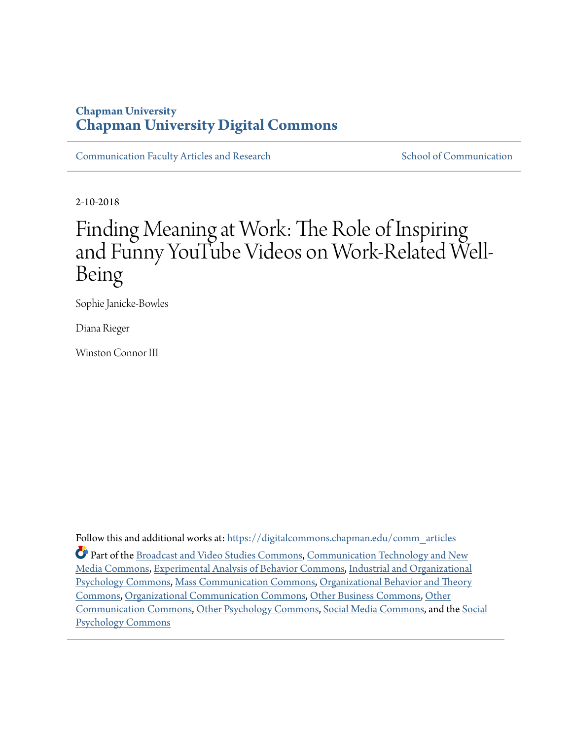Chapman University

**Chapman University Digital Commons**

Communication Faculty Articles and Research | School of Communication

2-10-2018

# Finding Meaning at Work: The Role of Inspiring and Funny YouTube Videos on Work-Related Well-Being

Sophie Janicke-Bowles

Diana Rieger

Winston Connor III

Follow this and additional works at: https://digitalcommons.chapman.edu/comm_articles

Part of the Broadcast and Video Studies Commons, Communication Technology and New Media Commons, Experimental Analysis of Behavior Commons, Industrial and Organizational Psychology Commons, Mass Communication Commons, Organizational Behavior and Theory Commons, Organizational Communication Commons, Other Business Commons, Other Communication Commons, Other Psychology Commons, Social Media Commons, and the Social Psychology Commons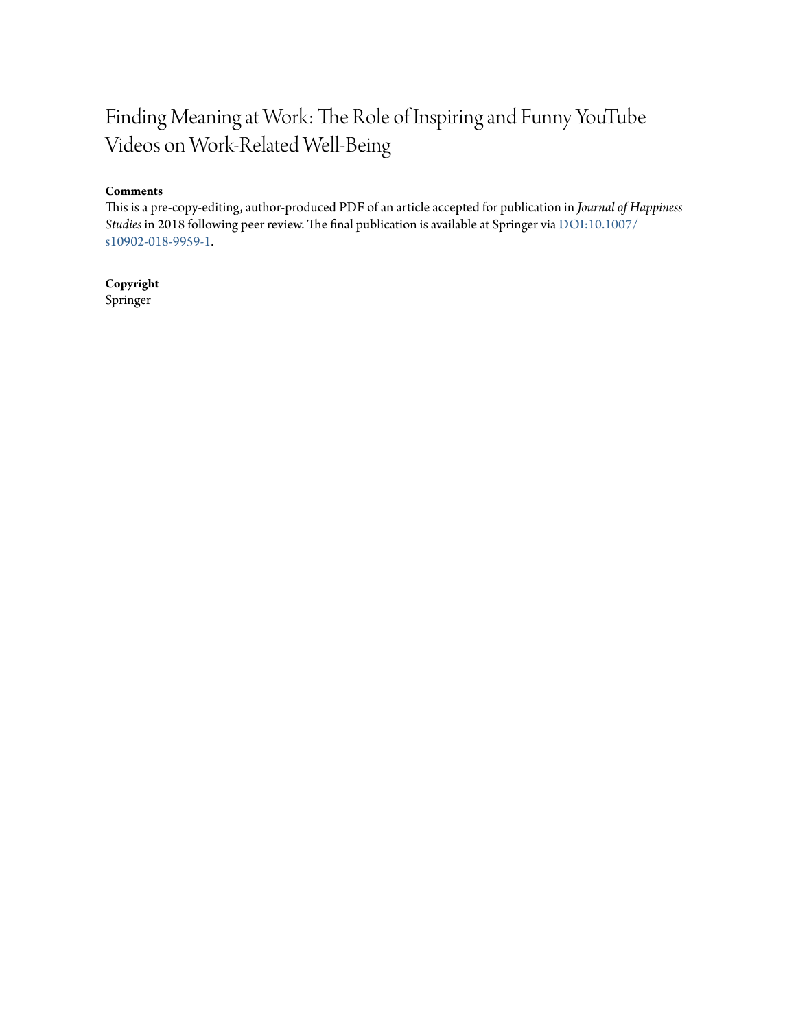# Finding Meaning at Work: The Role of Inspiring and Funny YouTube Videos on Work-Related Well-Being

**Comments**

This is a pre-copy-editing, author-produced PDF of an article accepted for publication in *Journal of Happiness Studies* in 2018 following peer review. The final publication is available at Springer via DOI:10.1007/s10902-018-9959-1.

**Copyright**

Springer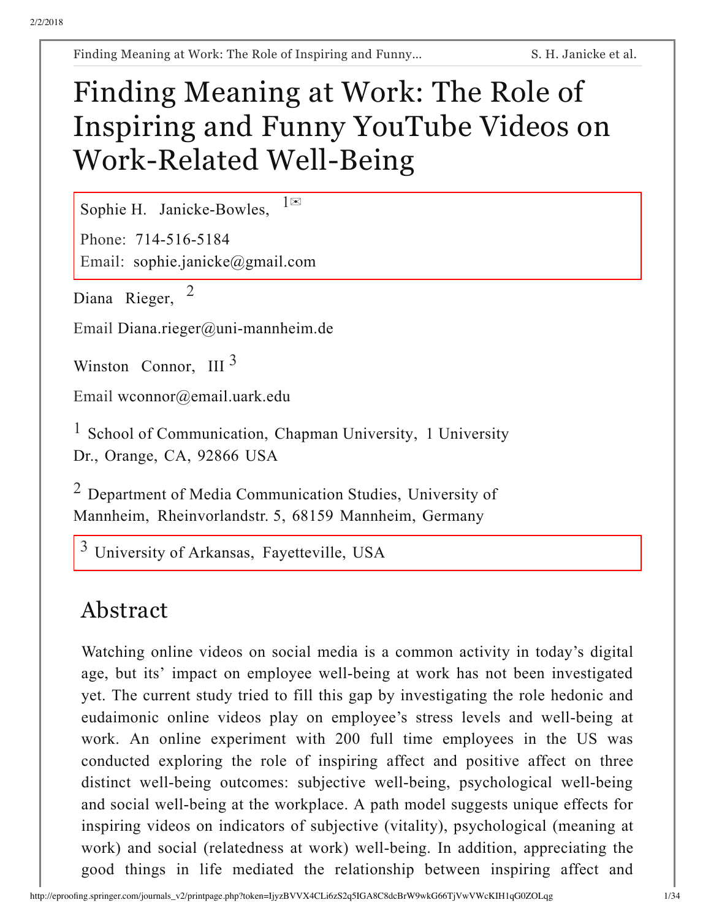# Finding Meaning at Work: The Role of Inspiring and Funny YouTube Videos on Work-Related Well-Being

Sophie H. Janicke-Bowles, [1]✉

Phone: 714-516-5184

Email: sophie.janicke@gmail.com

Diana Rieger, [2]

Email Diana.rieger@uni-mannheim.de

Winston Connor, III [3]

Email wconnor@email.uark.edu

[1] School of Communication, Chapman University, 1 University Dr., Orange, CA, 92866 USA

[2] Department of Media Communication Studies, University of Mannheim, Rheinvorlandstr. 5, 68159 Mannheim, Germany

[3] University of Arkansas, Fayetteville, USA

## Abstract

Watching online videos on social media is a common activity in today's digital age, but its' impact on employee well-being at work has not been investigated yet. The current study tried to fill this gap by investigating the role hedonic and eudaimonic online videos play on employee's stress levels and well-being at work. An online experiment with 200 full time employees in the US was conducted exploring the role of inspiring affect and positive affect on three distinct well-being outcomes: subjective well-being, psychological well-being and social well-being at the workplace. A path model suggests unique effects for inspiring videos on indicators of subjective (vitality), psychological (meaning at work) and social (relatedness at work) well-being. In addition, appreciating the good things in life mediated the relationship between inspiring affect and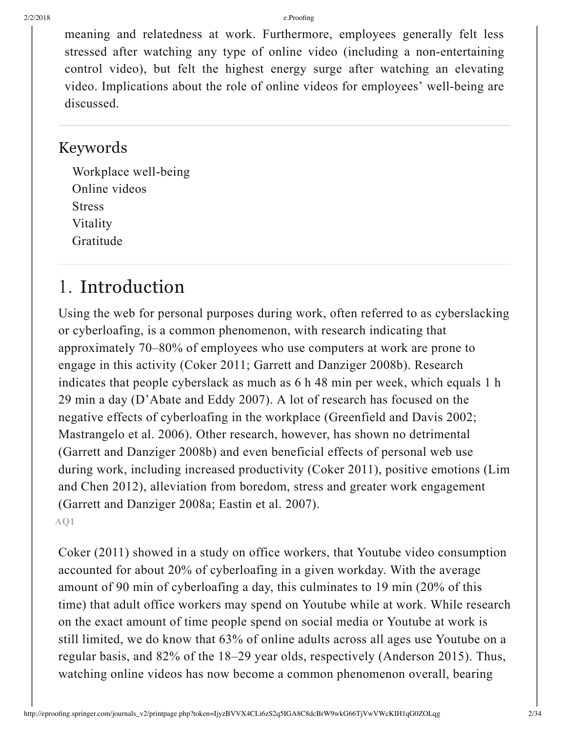meaning and relatedness at work. Furthermore, employees generally felt less stressed after watching any type of online video (including a non-entertaining control video), but felt the highest energy surge after watching an elevating video. Implications about the role of online videos for employees' well-being are discussed.

## Keywords

Workplace well-being
Online videos
Stress
Vitality
Gratitude

# 1. Introduction

Using the web for personal purposes during work, often referred to as cyberslacking or cyberloafing, is a common phenomenon, with research indicating that approximately 70–80% of employees who use computers at work are prone to engage in this activity (Coker 2011; Garrett and Danziger 2008b). Research indicates that people cyberslack as much as 6 h 48 min per week, which equals 1 h 29 min a day (D'Abate and Eddy 2007). A lot of research has focused on the negative effects of cyberloafing in the workplace (Greenfield and Davis 2002; Mastrangelo et al. 2006). Other research, however, has shown no detrimental (Garrett and Danziger 2008b) and even beneficial effects of personal web use during work, including increased productivity (Coker 2011), positive emotions (Lim and Chen 2012), alleviation from boredom, stress and greater work engagement (Garrett and Danziger 2008a; Eastin et al. 2007).

AQ1

Coker (2011) showed in a study on office workers, that Youtube video consumption accounted for about 20% of cyberloafing in a given workday. With the average amount of 90 min of cyberloafing a day, this culminates to 19 min (20% of this time) that adult office workers may spend on Youtube while at work. While research on the exact amount of time people spend on social media or Youtube at work is still limited, we do know that 63% of online adults across all ages use Youtube on a regular basis, and 82% of the 18–29 year olds, respectively (Anderson 2015). Thus, watching online videos has now become a common phenomenon overall, bearing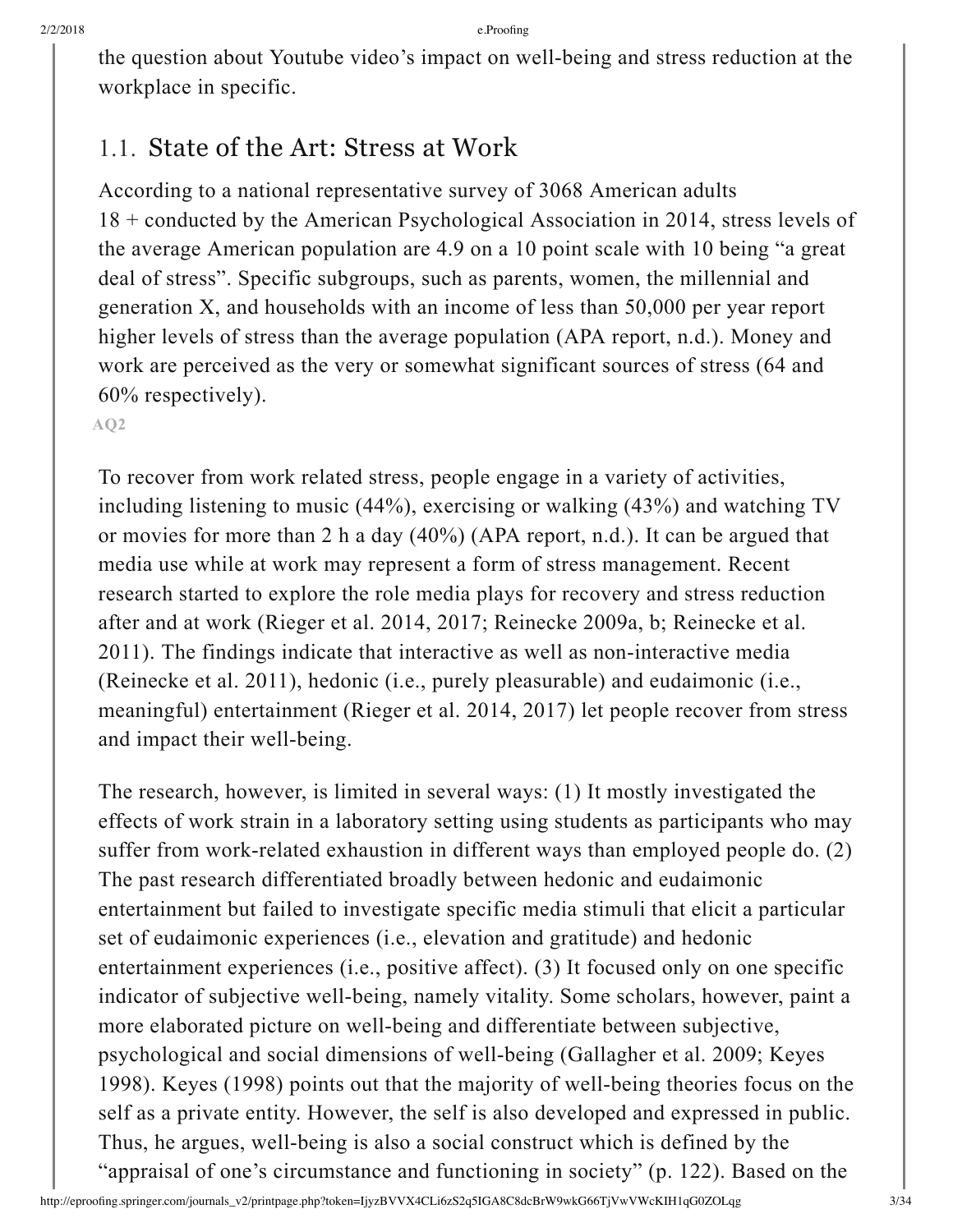the question about Youtube video's impact on well-being and stress reduction at the workplace in specific.

## 1.1. State of the Art: Stress at Work

According to a national representative survey of 3068 American adults 18 + conducted by the American Psychological Association in 2014, stress levels of the average American population are 4.9 on a 10 point scale with 10 being "a great deal of stress". Specific subgroups, such as parents, women, the millennial and generation X, and households with an income of less than 50,000 per year report higher levels of stress than the average population (APA report, n.d.). Money and work are perceived as the very or somewhat significant sources of stress (64 and 60% respectively).

AQ2

To recover from work related stress, people engage in a variety of activities, including listening to music (44%), exercising or walking (43%) and watching TV or movies for more than 2 h a day (40%) (APA report, n.d.). It can be argued that media use while at work may represent a form of stress management. Recent research started to explore the role media plays for recovery and stress reduction after and at work (Rieger et al. 2014, 2017; Reinecke 2009a, b; Reinecke et al. 2011). The findings indicate that interactive as well as non-interactive media (Reinecke et al. 2011), hedonic (i.e., purely pleasurable) and eudaimonic (i.e., meaningful) entertainment (Rieger et al. 2014, 2017) let people recover from stress and impact their well-being.

The research, however, is limited in several ways: (1) It mostly investigated the effects of work strain in a laboratory setting using students as participants who may suffer from work-related exhaustion in different ways than employed people do. (2) The past research differentiated broadly between hedonic and eudaimonic entertainment but failed to investigate specific media stimuli that elicit a particular set of eudaimonic experiences (i.e., elevation and gratitude) and hedonic entertainment experiences (i.e., positive affect). (3) It focused only on one specific indicator of subjective well-being, namely vitality. Some scholars, however, paint a more elaborated picture on well-being and differentiate between subjective, psychological and social dimensions of well-being (Gallagher et al. 2009; Keyes 1998). Keyes (1998) points out that the majority of well-being theories focus on the self as a private entity. However, the self is also developed and expressed in public. Thus, he argues, well-being is also a social construct which is defined by the "appraisal of one's circumstance and functioning in society" (p. 122). Based on the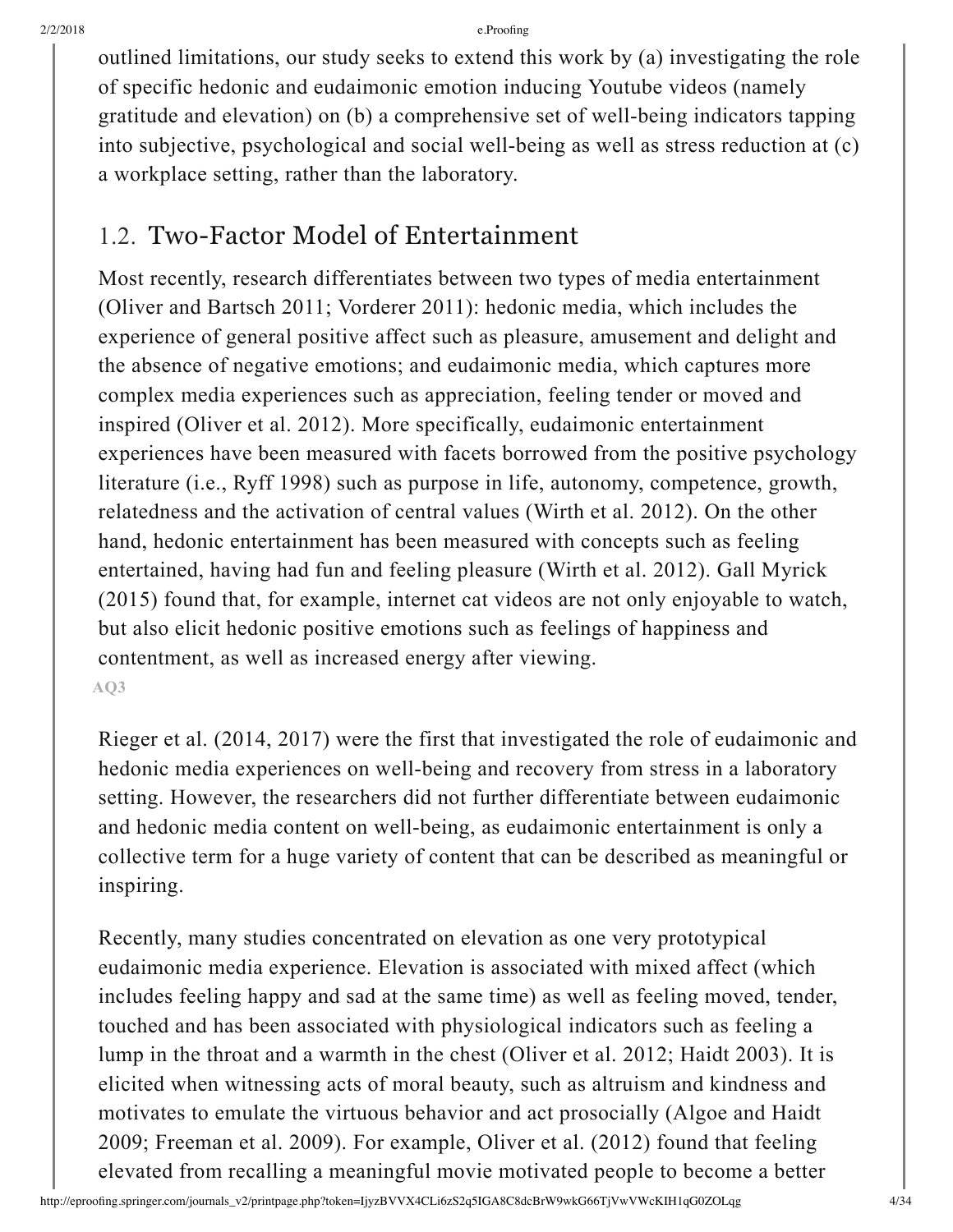outlined limitations, our study seeks to extend this work by (a) investigating the role of specific hedonic and eudaimonic emotion inducing Youtube videos (namely gratitude and elevation) on (b) a comprehensive set of well-being indicators tapping into subjective, psychological and social well-being as well as stress reduction at (c) a workplace setting, rather than the laboratory.

## 1.2. Two-Factor Model of Entertainment

Most recently, research differentiates between two types of media entertainment (Oliver and Bartsch 2011; Vorderer 2011): hedonic media, which includes the experience of general positive affect such as pleasure, amusement and delight and the absence of negative emotions; and eudaimonic media, which captures more complex media experiences such as appreciation, feeling tender or moved and inspired (Oliver et al. 2012). More specifically, eudaimonic entertainment experiences have been measured with facets borrowed from the positive psychology literature (i.e., Ryff 1998) such as purpose in life, autonomy, competence, growth, relatedness and the activation of central values (Wirth et al. 2012). On the other hand, hedonic entertainment has been measured with concepts such as feeling entertained, having had fun and feeling pleasure (Wirth et al. 2012). Gall Myrick (2015) found that, for example, internet cat videos are not only enjoyable to watch, but also elicit hedonic positive emotions such as feelings of happiness and contentment, as well as increased energy after viewing.

AQ3

Rieger et al. (2014, 2017) were the first that investigated the role of eudaimonic and hedonic media experiences on well-being and recovery from stress in a laboratory setting. However, the researchers did not further differentiate between eudaimonic and hedonic media content on well-being, as eudaimonic entertainment is only a collective term for a huge variety of content that can be described as meaningful or inspiring.

Recently, many studies concentrated on elevation as one very prototypical eudaimonic media experience. Elevation is associated with mixed affect (which includes feeling happy and sad at the same time) as well as feeling moved, tender, touched and has been associated with physiological indicators such as feeling a lump in the throat and a warmth in the chest (Oliver et al. 2012; Haidt 2003). It is elicited when witnessing acts of moral beauty, such as altruism and kindness and motivates to emulate the virtuous behavior and act prosocially (Algoe and Haidt 2009; Freeman et al. 2009). For example, Oliver et al. (2012) found that feeling elevated from recalling a meaningful movie motivated people to become a better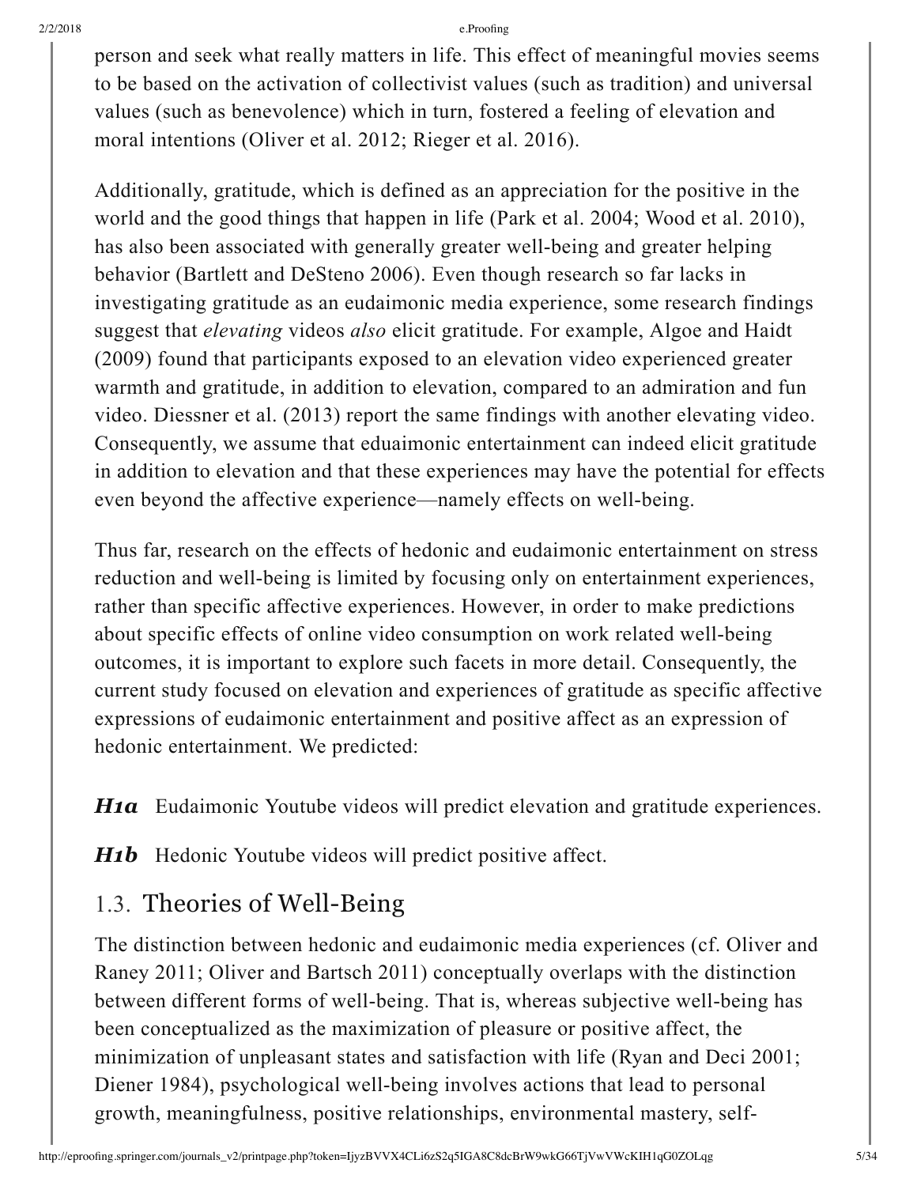person and seek what really matters in life. This effect of meaningful movies seems to be based on the activation of collectivist values (such as tradition) and universal values (such as benevolence) which in turn, fostered a feeling of elevation and moral intentions (Oliver et al. 2012; Rieger et al. 2016).

Additionally, gratitude, which is defined as an appreciation for the positive in the world and the good things that happen in life (Park et al. 2004; Wood et al. 2010), has also been associated with generally greater well-being and greater helping behavior (Bartlett and DeSteno 2006). Even though research so far lacks in investigating gratitude as an eudaimonic media experience, some research findings suggest that *elevating* videos *also* elicit gratitude. For example, Algoe and Haidt (2009) found that participants exposed to an elevation video experienced greater warmth and gratitude, in addition to elevation, compared to an admiration and fun video. Diessner et al. (2013) report the same findings with another elevating video. Consequently, we assume that eduaimonic entertainment can indeed elicit gratitude in addition to elevation and that these experiences may have the potential for effects even beyond the affective experience—namely effects on well-being.

Thus far, research on the effects of hedonic and eudaimonic entertainment on stress reduction and well-being is limited by focusing only on entertainment experiences, rather than specific affective experiences. However, in order to make predictions about specific effects of online video consumption on work related well-being outcomes, it is important to explore such facets in more detail. Consequently, the current study focused on elevation and experiences of gratitude as specific affective expressions of eudaimonic entertainment and positive affect as an expression of hedonic entertainment. We predicted:

***H1a*** Eudaimonic Youtube videos will predict elevation and gratitude experiences.

***H1b*** Hedonic Youtube videos will predict positive affect.

## 1.3. Theories of Well-Being

The distinction between hedonic and eudaimonic media experiences (cf. Oliver and Raney 2011; Oliver and Bartsch 2011) conceptually overlaps with the distinction between different forms of well-being. That is, whereas subjective well-being has been conceptualized as the maximization of pleasure or positive affect, the minimization of unpleasant states and satisfaction with life (Ryan and Deci 2001; Diener 1984), psychological well-being involves actions that lead to personal growth, meaningfulness, positive relationships, environmental mastery, self-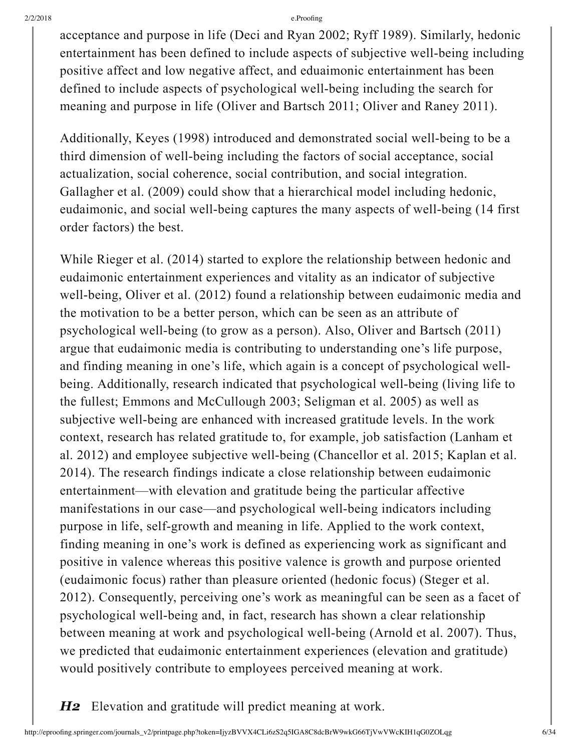acceptance and purpose in life (Deci and Ryan 2002; Ryff 1989). Similarly, hedonic entertainment has been defined to include aspects of subjective well-being including positive affect and low negative affect, and eduaimonic entertainment has been defined to include aspects of psychological well-being including the search for meaning and purpose in life (Oliver and Bartsch 2011; Oliver and Raney 2011).

Additionally, Keyes (1998) introduced and demonstrated social well-being to be a third dimension of well-being including the factors of social acceptance, social actualization, social coherence, social contribution, and social integration. Gallagher et al. (2009) could show that a hierarchical model including hedonic, eudaimonic, and social well-being captures the many aspects of well-being (14 first order factors) the best.

While Rieger et al. (2014) started to explore the relationship between hedonic and eudaimonic entertainment experiences and vitality as an indicator of subjective well-being, Oliver et al. (2012) found a relationship between eudaimonic media and the motivation to be a better person, which can be seen as an attribute of psychological well-being (to grow as a person). Also, Oliver and Bartsch (2011) argue that eudaimonic media is contributing to understanding one's life purpose, and finding meaning in one's life, which again is a concept of psychological well-being. Additionally, research indicated that psychological well-being (living life to the fullest; Emmons and McCullough 2003; Seligman et al. 2005) as well as subjective well-being are enhanced with increased gratitude levels. In the work context, research has related gratitude to, for example, job satisfaction (Lanham et al. 2012) and employee subjective well-being (Chancellor et al. 2015; Kaplan et al. 2014). The research findings indicate a close relationship between eudaimonic entertainment—with elevation and gratitude being the particular affective manifestations in our case—and psychological well-being indicators including purpose in life, self-growth and meaning in life. Applied to the work context, finding meaning in one's work is defined as experiencing work as significant and positive in valence whereas this positive valence is growth and purpose oriented (eudaimonic focus) rather than pleasure oriented (hedonic focus) (Steger et al. 2012). Consequently, perceiving one's work as meaningful can be seen as a facet of psychological well-being and, in fact, research has shown a clear relationship between meaning at work and psychological well-being (Arnold et al. 2007). Thus, we predicted that eudaimonic entertainment experiences (elevation and gratitude) would positively contribute to employees perceived meaning at work.

***H2*** Elevation and gratitude will predict meaning at work.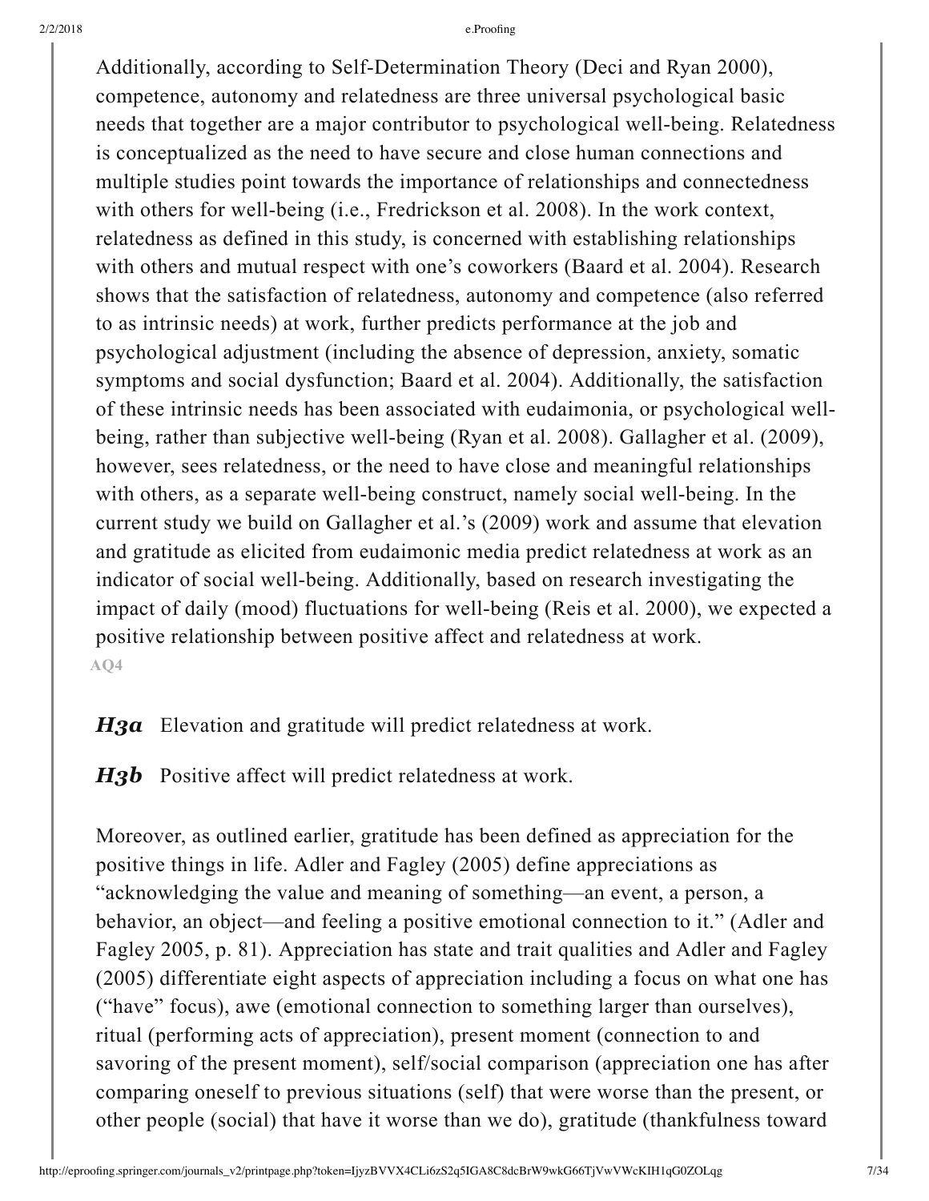Additionally, according to Self-Determination Theory (Deci and Ryan 2000), competence, autonomy and relatedness are three universal psychological basic needs that together are a major contributor to psychological well-being. Relatedness is conceptualized as the need to have secure and close human connections and multiple studies point towards the importance of relationships and connectedness with others for well-being (i.e., Fredrickson et al. 2008). In the work context, relatedness as defined in this study, is concerned with establishing relationships with others and mutual respect with one's coworkers (Baard et al. 2004). Research shows that the satisfaction of relatedness, autonomy and competence (also referred to as intrinsic needs) at work, further predicts performance at the job and psychological adjustment (including the absence of depression, anxiety, somatic symptoms and social dysfunction; Baard et al. 2004). Additionally, the satisfaction of these intrinsic needs has been associated with eudaimonia, or psychological well-being, rather than subjective well-being (Ryan et al. 2008). Gallagher et al. (2009), however, sees relatedness, or the need to have close and meaningful relationships with others, as a separate well-being construct, namely social well-being. In the current study we build on Gallagher et al.'s (2009) work and assume that elevation and gratitude as elicited from eudaimonic media predict relatedness at work as an indicator of social well-being. Additionally, based on research investigating the impact of daily (mood) fluctuations for well-being (Reis et al. 2000), we expected a positive relationship between positive affect and relatedness at work.

AQ4

***H3a*** Elevation and gratitude will predict relatedness at work.

***H3b*** Positive affect will predict relatedness at work.

Moreover, as outlined earlier, gratitude has been defined as appreciation for the positive things in life. Adler and Fagley (2005) define appreciations as "acknowledging the value and meaning of something—an event, a person, a behavior, an object—and feeling a positive emotional connection to it." (Adler and Fagley 2005, p. 81). Appreciation has state and trait qualities and Adler and Fagley (2005) differentiate eight aspects of appreciation including a focus on what one has ("have" focus), awe (emotional connection to something larger than ourselves), ritual (performing acts of appreciation), present moment (connection to and savoring of the present moment), self/social comparison (appreciation one has after comparing oneself to previous situations (self) that were worse than the present, or other people (social) that have it worse than we do), gratitude (thankfulness toward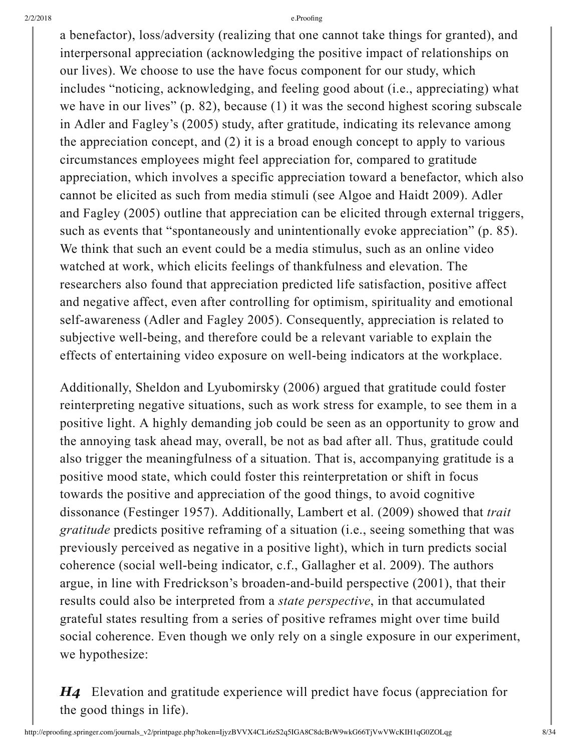a benefactor), loss/adversity (realizing that one cannot take things for granted), and interpersonal appreciation (acknowledging the positive impact of relationships on our lives). We choose to use the have focus component for our study, which includes "noticing, acknowledging, and feeling good about (i.e., appreciating) what we have in our lives" (p. 82), because (1) it was the second highest scoring subscale in Adler and Fagley's (2005) study, after gratitude, indicating its relevance among the appreciation concept, and (2) it is a broad enough concept to apply to various circumstances employees might feel appreciation for, compared to gratitude appreciation, which involves a specific appreciation toward a benefactor, which also cannot be elicited as such from media stimuli (see Algoe and Haidt 2009). Adler and Fagley (2005) outline that appreciation can be elicited through external triggers, such as events that "spontaneously and unintentionally evoke appreciation" (p. 85). We think that such an event could be a media stimulus, such as an online video watched at work, which elicits feelings of thankfulness and elevation. The researchers also found that appreciation predicted life satisfaction, positive affect and negative affect, even after controlling for optimism, spirituality and emotional self-awareness (Adler and Fagley 2005). Consequently, appreciation is related to subjective well-being, and therefore could be a relevant variable to explain the effects of entertaining video exposure on well-being indicators at the workplace.

Additionally, Sheldon and Lyubomirsky (2006) argued that gratitude could foster reinterpreting negative situations, such as work stress for example, to see them in a positive light. A highly demanding job could be seen as an opportunity to grow and the annoying task ahead may, overall, be not as bad after all. Thus, gratitude could also trigger the meaningfulness of a situation. That is, accompanying gratitude is a positive mood state, which could foster this reinterpretation or shift in focus towards the positive and appreciation of the good things, to avoid cognitive dissonance (Festinger 1957). Additionally, Lambert et al. (2009) showed that *trait gratitude* predicts positive reframing of a situation (i.e., seeing something that was previously perceived as negative in a positive light), which in turn predicts social coherence (social well-being indicator, c.f., Gallagher et al. 2009). The authors argue, in line with Fredrickson's broaden-and-build perspective (2001), that their results could also be interpreted from a *state perspective*, in that accumulated grateful states resulting from a series of positive reframes might over time build social coherence. Even though we only rely on a single exposure in our experiment, we hypothesize:

***H4*** Elevation and gratitude experience will predict have focus (appreciation for the good things in life).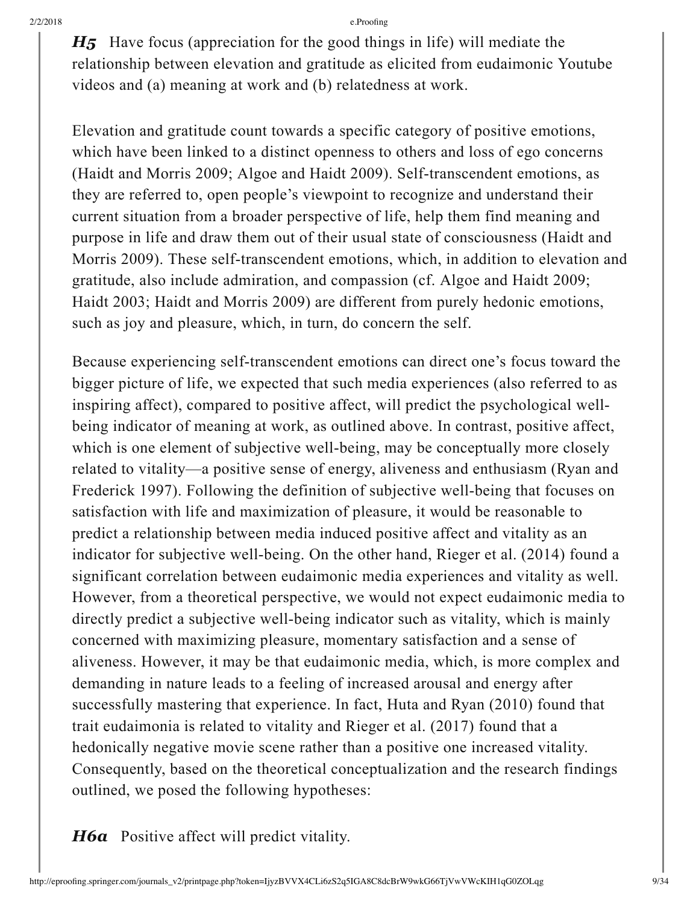***H5*** Have focus (appreciation for the good things in life) will mediate the relationship between elevation and gratitude as elicited from eudaimonic Youtube videos and (a) meaning at work and (b) relatedness at work.

Elevation and gratitude count towards a specific category of positive emotions, which have been linked to a distinct openness to others and loss of ego concerns (Haidt and Morris 2009; Algoe and Haidt 2009). Self-transcendent emotions, as they are referred to, open people's viewpoint to recognize and understand their current situation from a broader perspective of life, help them find meaning and purpose in life and draw them out of their usual state of consciousness (Haidt and Morris 2009). These self-transcendent emotions, which, in addition to elevation and gratitude, also include admiration, and compassion (cf. Algoe and Haidt 2009; Haidt 2003; Haidt and Morris 2009) are different from purely hedonic emotions, such as joy and pleasure, which, in turn, do concern the self.

Because experiencing self-transcendent emotions can direct one's focus toward the bigger picture of life, we expected that such media experiences (also referred to as inspiring affect), compared to positive affect, will predict the psychological well-being indicator of meaning at work, as outlined above. In contrast, positive affect, which is one element of subjective well-being, may be conceptually more closely related to vitality—a positive sense of energy, aliveness and enthusiasm (Ryan and Frederick 1997). Following the definition of subjective well-being that focuses on satisfaction with life and maximization of pleasure, it would be reasonable to predict a relationship between media induced positive affect and vitality as an indicator for subjective well-being. On the other hand, Rieger et al. (2014) found a significant correlation between eudaimonic media experiences and vitality as well. However, from a theoretical perspective, we would not expect eudaimonic media to directly predict a subjective well-being indicator such as vitality, which is mainly concerned with maximizing pleasure, momentary satisfaction and a sense of aliveness. However, it may be that eudaimonic media, which, is more complex and demanding in nature leads to a feeling of increased arousal and energy after successfully mastering that experience. In fact, Huta and Ryan (2010) found that trait eudaimonia is related to vitality and Rieger et al. (2017) found that a hedonically negative movie scene rather than a positive one increased vitality. Consequently, based on the theoretical conceptualization and the research findings outlined, we posed the following hypotheses:

***H6a*** Positive affect will predict vitality.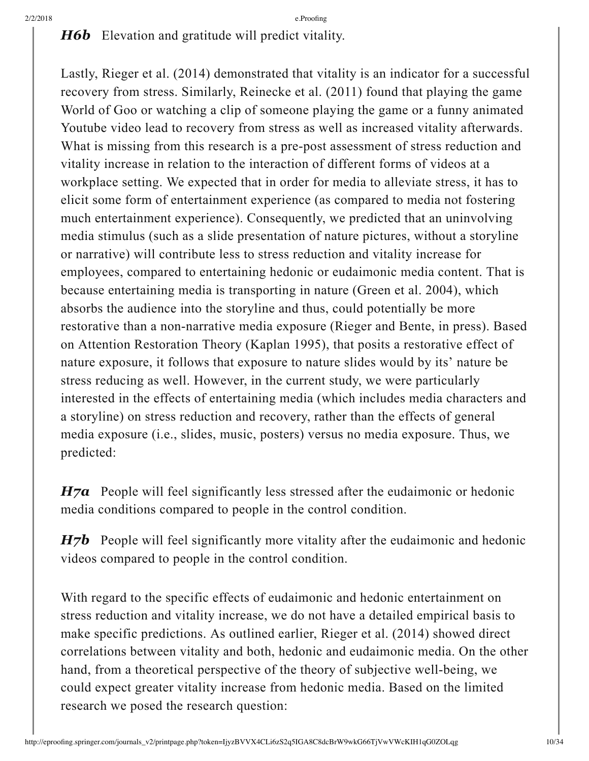***H6b*** Elevation and gratitude will predict vitality.

Lastly, Rieger et al. (2014) demonstrated that vitality is an indicator for a successful recovery from stress. Similarly, Reinecke et al. (2011) found that playing the game World of Goo or watching a clip of someone playing the game or a funny animated Youtube video lead to recovery from stress as well as increased vitality afterwards. What is missing from this research is a pre-post assessment of stress reduction and vitality increase in relation to the interaction of different forms of videos at a workplace setting. We expected that in order for media to alleviate stress, it has to elicit some form of entertainment experience (as compared to media not fostering much entertainment experience). Consequently, we predicted that an uninvolving media stimulus (such as a slide presentation of nature pictures, without a storyline or narrative) will contribute less to stress reduction and vitality increase for employees, compared to entertaining hedonic or eudaimonic media content. That is because entertaining media is transporting in nature (Green et al. 2004), which absorbs the audience into the storyline and thus, could potentially be more restorative than a non-narrative media exposure (Rieger and Bente, in press). Based on Attention Restoration Theory (Kaplan 1995), that posits a restorative effect of nature exposure, it follows that exposure to nature slides would by its' nature be stress reducing as well. However, in the current study, we were particularly interested in the effects of entertaining media (which includes media characters and a storyline) on stress reduction and recovery, rather than the effects of general media exposure (i.e., slides, music, posters) versus no media exposure. Thus, we predicted:

***H7a*** People will feel significantly less stressed after the eudaimonic or hedonic media conditions compared to people in the control condition.

***H7b*** People will feel significantly more vitality after the eudaimonic and hedonic videos compared to people in the control condition.

With regard to the specific effects of eudaimonic and hedonic entertainment on stress reduction and vitality increase, we do not have a detailed empirical basis to make specific predictions. As outlined earlier, Rieger et al. (2014) showed direct correlations between vitality and both, hedonic and eudaimonic media. On the other hand, from a theoretical perspective of the theory of subjective well-being, we could expect greater vitality increase from hedonic media. Based on the limited research we posed the research question: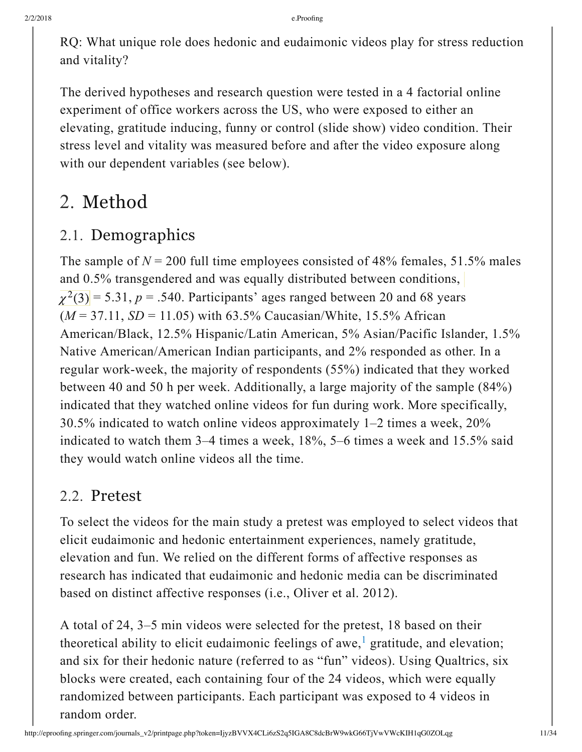RQ: What unique role does hedonic and eudaimonic videos play for stress reduction and vitality?

The derived hypotheses and research question were tested in a 4 factorial online experiment of office workers across the US, who were exposed to either an elevating, gratitude inducing, funny or control (slide show) video condition. Their stress level and vitality was measured before and after the video exposure along with our dependent variables (see below).

# 2. Method

## 2.1. Demographics

The sample of $N = 200$ full time employees consisted of 48% females, 51.5% males and 0.5% transgendered and was equally distributed between conditions, $\chi^2(3) = 5.31$, $p = .540$. Participants' ages ranged between 20 and 68 years ($M = 37.11$, $SD = 11.05$) with 63.5% Caucasian/White, 15.5% African American/Black, 12.5% Hispanic/Latin American, 5% Asian/Pacific Islander, 1.5% Native American/American Indian participants, and 2% responded as other. In a regular work-week, the majority of respondents (55%) indicated that they worked between 40 and 50 h per week. Additionally, a large majority of the sample (84%) indicated that they watched online videos for fun during work. More specifically, 30.5% indicated to watch online videos approximately 1–2 times a week, 20% indicated to watch them 3–4 times a week, 18%, 5–6 times a week and 15.5% said they would watch online videos all the time.

## 2.2. Pretest

To select the videos for the main study a pretest was employed to select videos that elicit eudaimonic and hedonic entertainment experiences, namely gratitude, elevation and fun. We relied on the different forms of affective responses as research has indicated that eudaimonic and hedonic media can be discriminated based on distinct affective responses (i.e., Oliver et al. 2012).

A total of 24, 3–5 min videos were selected for the pretest, 18 based on their theoretical ability to elicit eudaimonic feelings of awe,[1] gratitude, and elevation; and six for their hedonic nature (referred to as "fun" videos). Using Qualtrics, six blocks were created, each containing four of the 24 videos, which were equally randomized between participants. Each participant was exposed to 4 videos in random order.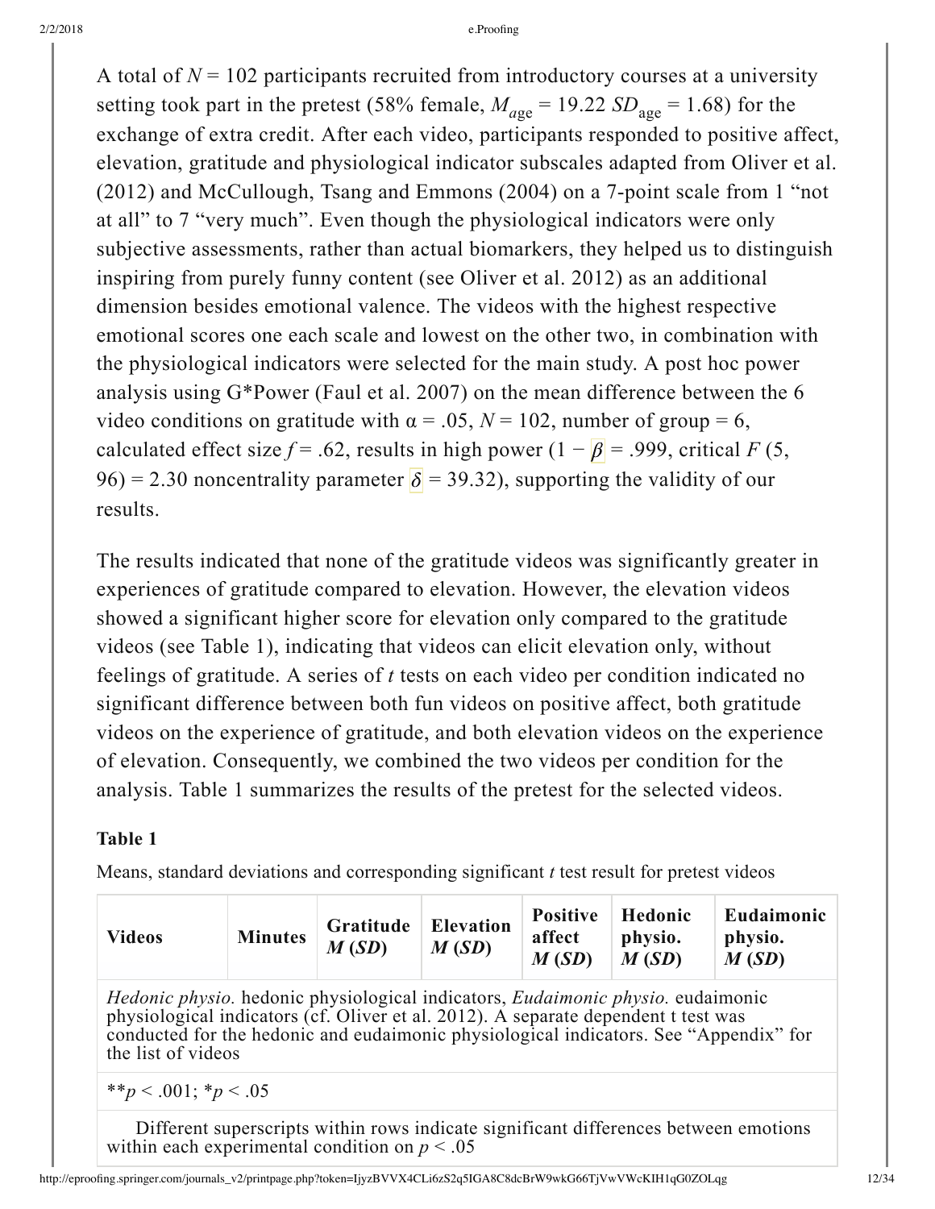A total of $N = 102$ participants recruited from introductory courses at a university setting took part in the pretest (58% female, $M_{age} = 19.22$ $SD_{age} = 1.68$) for the exchange of extra credit. After each video, participants responded to positive affect, elevation, gratitude and physiological indicator subscales adapted from Oliver et al. (2012) and McCullough, Tsang and Emmons (2004) on a 7-point scale from 1 "not at all" to 7 "very much". Even though the physiological indicators were only subjective assessments, rather than actual biomarkers, they helped us to distinguish inspiring from purely funny content (see Oliver et al. 2012) as an additional dimension besides emotional valence. The videos with the highest respective emotional scores one each scale and lowest on the other two, in combination with the physiological indicators were selected for the main study. A post hoc power analysis using G*Power (Faul et al. 2007) on the mean difference between the 6 video conditions on gratitude with $\alpha = .05$, $N = 102$, number of group = 6, calculated effect size $f = .62$, results in high power ($1 - \beta = .999$, critical $F$ (5, 96) = 2.30 noncentrality parameter $\delta = 39.32$), supporting the validity of our results.

The results indicated that none of the gratitude videos was significantly greater in experiences of gratitude compared to elevation. However, the elevation videos showed a significant higher score for elevation only compared to the gratitude videos (see Table 1), indicating that videos can elicit elevation only, without feelings of gratitude. A series of $t$ tests on each video per condition indicated no significant difference between both fun videos on positive affect, both gratitude videos on the experience of gratitude, and both elevation videos on the experience of elevation. Consequently, we combined the two videos per condition for the analysis. Table 1 summarizes the results of the pretest for the selected videos.

**Table 1**

Means, standard deviations and corresponding significant $t$ test result for pretest videos

| Videos | Minutes | Gratitude *M* (*SD*) | Elevation *M* (*SD*) | Positive affect *M* (*SD*) | Hedonic physio. *M* (*SD*) | Eudaimonic physio. *M* (*SD*) |
|---|---|---|---|---|---|---|

*Hedonic physio.* hedonic physiological indicators, *Eudaimonic physio.* eudaimonic physiological indicators (cf. Oliver et al. 2012). A separate dependent t test was conducted for the hedonic and eudaimonic physiological indicators. See "Appendix" for the list of videos

**$p < .001$; *$p < .05$

Different superscripts within rows indicate significant differences between emotions within each experimental condition on $p < .05$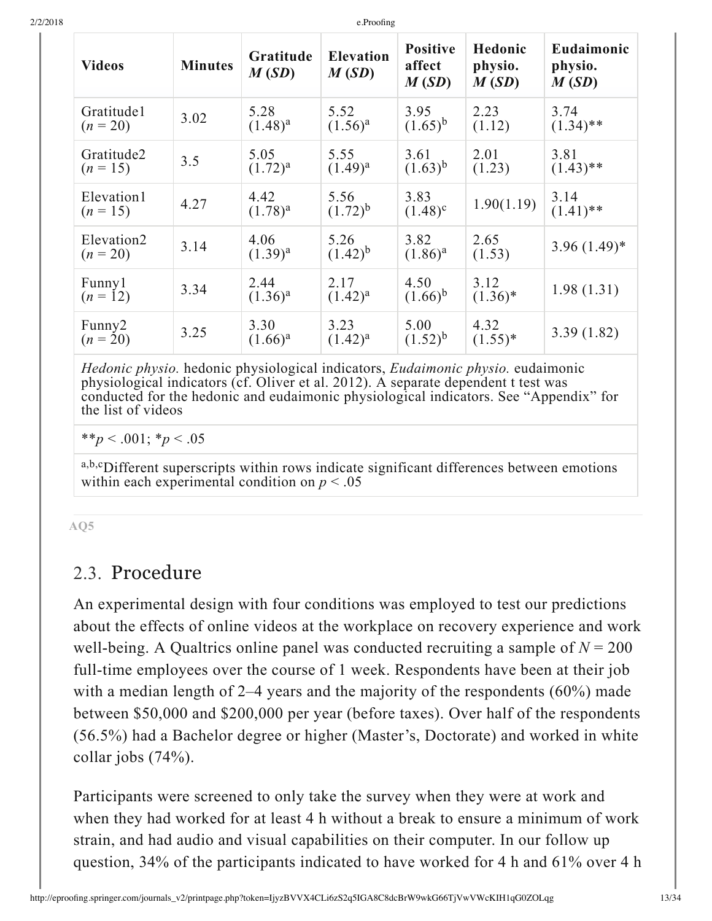| Videos | Minutes | Gratitude *M* (*SD*) | Elevation *M* (*SD*) | Positive affect *M* (*SD*) | Hedonic physio. *M* (*SD*) | Eudaimonic physio. *M* (*SD*) |
|---|---|---|---|---|---|---|
| Gratitude1 ($n = 20$) | 3.02 | 5.28 (1.48)[a] | 5.52 (1.56)[a] | 3.95 (1.65)[b] | 2.23 (1.12) | 3.74 (1.34)** |
| Gratitude2 ($n = 15$) | 3.5 | 5.05 (1.72)[a] | 5.55 (1.49)[a] | 3.61 (1.63)[b] | 2.01 (1.23) | 3.81 (1.43)** |
| Elevation1 ($n = 15$) | 4.27 | 4.42 (1.78)[a] | 5.56 (1.72)[b] | 3.83 (1.48)[c] | 1.90(1.19) | 3.14 (1.41)** |
| Elevation2 ($n = 20$) | 3.14 | 4.06 (1.39)[a] | 5.26 (1.42)[b] | 3.82 (1.86)[a] | 2.65 (1.53) | 3.96 (1.49)* |
| Funny1 ($n = 12$) | 3.34 | 2.44 (1.36)[a] | 2.17 (1.42)[a] | 4.50 (1.66)[b] | 3.12 (1.36)* | 1.98 (1.31) |
| Funny2 ($n = 20$) | 3.25 | 3.30 (1.66)[a] | 3.23 (1.42)[a] | 5.00 (1.52)[b] | 4.32 (1.55)* | 3.39 (1.82) |

*Hedonic physio.* hedonic physiological indicators, *Eudaimonic physio.* eudaimonic physiological indicators (cf. Oliver et al. 2012). A separate dependent t test was conducted for the hedonic and eudaimonic physiological indicators. See "Appendix" for the list of videos

**$p < .001$; *$p < .05$

[a,b,c]Different superscripts within rows indicate significant differences between emotions within each experimental condition on $p < .05$

AQ5

## 2.3. Procedure

An experimental design with four conditions was employed to test our predictions about the effects of online videos at the workplace on recovery experience and work well-being. A Qualtrics online panel was conducted recruiting a sample of $N = 200$ full-time employees over the course of 1 week. Respondents have been at their job with a median length of 2–4 years and the majority of the respondents (60%) made between $50,000 and $200,000 per year (before taxes). Over half of the respondents (56.5%) had a Bachelor degree or higher (Master's, Doctorate) and worked in white collar jobs (74%).

Participants were screened to only take the survey when they were at work and when they had worked for at least 4 h without a break to ensure a minimum of work strain, and had audio and visual capabilities on their computer. In our follow up question, 34% of the participants indicated to have worked for 4 h and 61% over 4 h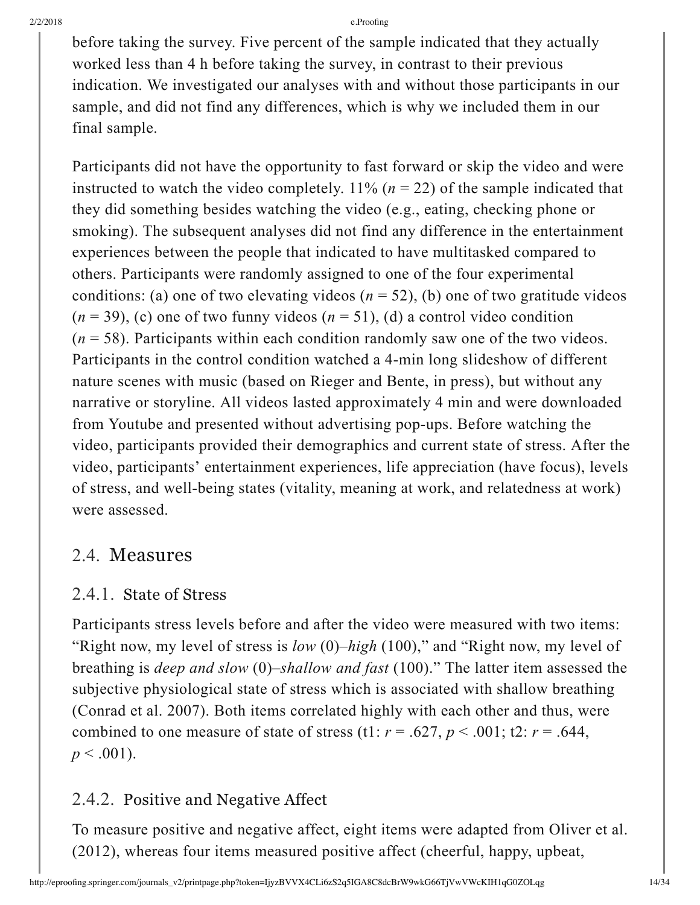before taking the survey. Five percent of the sample indicated that they actually worked less than 4 h before taking the survey, in contrast to their previous indication. We investigated our analyses with and without those participants in our sample, and did not find any differences, which is why we included them in our final sample.

Participants did not have the opportunity to fast forward or skip the video and were instructed to watch the video completely. 11% ($n = 22$) of the sample indicated that they did something besides watching the video (e.g., eating, checking phone or smoking). The subsequent analyses did not find any difference in the entertainment experiences between the people that indicated to have multitasked compared to others. Participants were randomly assigned to one of the four experimental conditions: (a) one of two elevating videos ($n = 52$), (b) one of two gratitude videos ($n = 39$), (c) one of two funny videos ($n = 51$), (d) a control video condition ($n = 58$). Participants within each condition randomly saw one of the two videos. Participants in the control condition watched a 4-min long slideshow of different nature scenes with music (based on Rieger and Bente, in press), but without any narrative or storyline. All videos lasted approximately 4 min and were downloaded from Youtube and presented without advertising pop-ups. Before watching the video, participants provided their demographics and current state of stress. After the video, participants' entertainment experiences, life appreciation (have focus), levels of stress, and well-being states (vitality, meaning at work, and relatedness at work) were assessed.

## 2.4. Measures

### 2.4.1. State of Stress

Participants stress levels before and after the video were measured with two items: "Right now, my level of stress is *low* (0)–*high* (100)," and "Right now, my level of breathing is *deep and slow* (0)–*shallow and fast* (100)." The latter item assessed the subjective physiological state of stress which is associated with shallow breathing (Conrad et al. 2007). Both items correlated highly with each other and thus, were combined to one measure of state of stress (t1: $r = .627$, $p < .001$; t2: $r = .644$, $p < .001$).

### 2.4.2. Positive and Negative Affect

To measure positive and negative affect, eight items were adapted from Oliver et al. (2012), whereas four items measured positive affect (cheerful, happy, upbeat,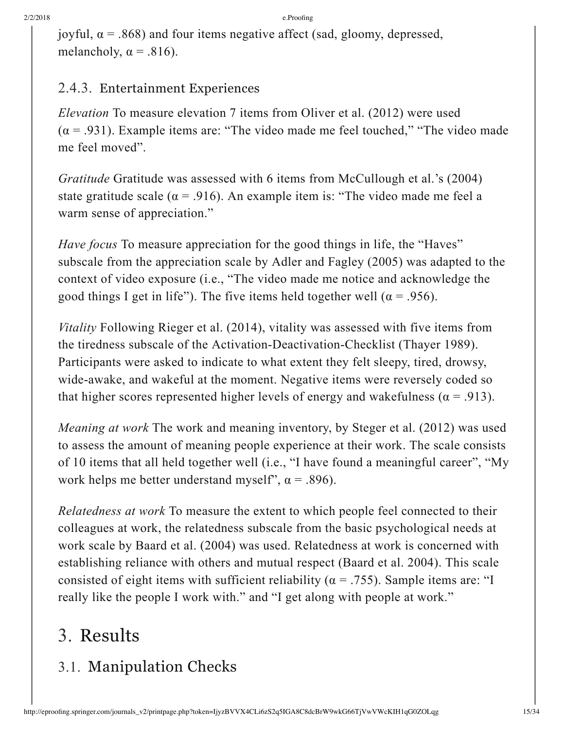joyful, $\alpha = .868$) and four items negative affect (sad, gloomy, depressed, melancholy, $\alpha = .816$).

### 2.4.3. Entertainment Experiences

*Elevation* To measure elevation 7 items from Oliver et al. (2012) were used ($\alpha = .931$). Example items are: "The video made me feel touched," "The video made me feel moved".

*Gratitude* Gratitude was assessed with 6 items from McCullough et al.'s (2004) state gratitude scale ($\alpha = .916$). An example item is: "The video made me feel a warm sense of appreciation."

*Have focus* To measure appreciation for the good things in life, the "Haves" subscale from the appreciation scale by Adler and Fagley (2005) was adapted to the context of video exposure (i.e., "The video made me notice and acknowledge the good things I get in life"). The five items held together well ($\alpha = .956$).

*Vitality* Following Rieger et al. (2014), vitality was assessed with five items from the tiredness subscale of the Activation-Deactivation-Checklist (Thayer 1989). Participants were asked to indicate to what extent they felt sleepy, tired, drowsy, wide-awake, and wakeful at the moment. Negative items were reversely coded so that higher scores represented higher levels of energy and wakefulness ($\alpha = .913$).

*Meaning at work* The work and meaning inventory, by Steger et al. (2012) was used to assess the amount of meaning people experience at their work. The scale consists of 10 items that all held together well (i.e., "I have found a meaningful career", "My work helps me better understand myself", $\alpha = .896$).

*Relatedness at work* To measure the extent to which people feel connected to their colleagues at work, the relatedness subscale from the basic psychological needs at work scale by Baard et al. (2004) was used. Relatedness at work is concerned with establishing reliance with others and mutual respect (Baard et al. 2004). This scale consisted of eight items with sufficient reliability ($\alpha = .755$). Sample items are: "I really like the people I work with." and "I get along with people at work."

# 3. Results

## 3.1. Manipulation Checks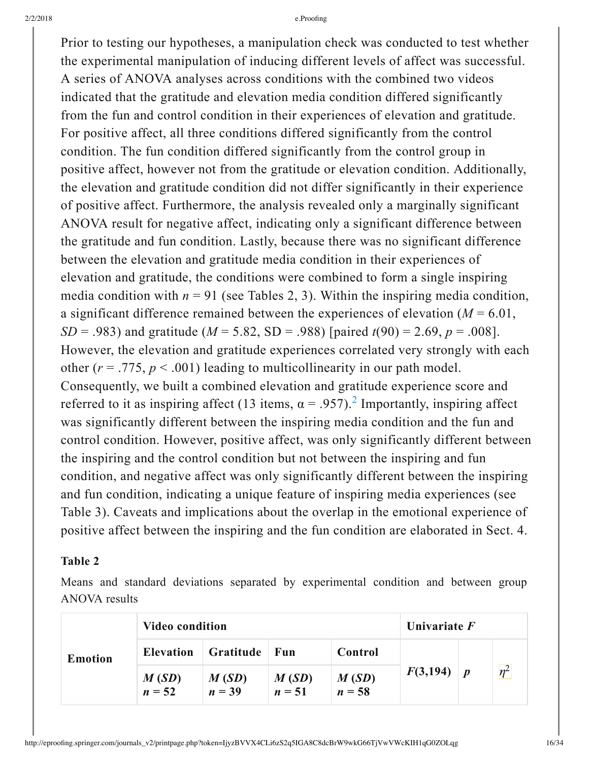Prior to testing our hypotheses, a manipulation check was conducted to test whether the experimental manipulation of inducing different levels of affect was successful. A series of ANOVA analyses across conditions with the combined two videos indicated that the gratitude and elevation media condition differed significantly from the fun and control condition in their experiences of elevation and gratitude. For positive affect, all three conditions differed significantly from the control condition. The fun condition differed significantly from the control group in positive affect, however not from the gratitude or elevation condition. Additionally, the elevation and gratitude condition did not differ significantly in their experience of positive affect. Furthermore, the analysis revealed only a marginally significant ANOVA result for negative affect, indicating only a significant difference between the gratitude and fun condition. Lastly, because there was no significant difference between the elevation and gratitude media condition in their experiences of elevation and gratitude, the conditions were combined to form a single inspiring media condition with $n = 91$ (see Tables 2, 3). Within the inspiring media condition, a significant difference remained between the experiences of elevation ($M = 6.01$, $SD = .983$) and gratitude ($M = 5.82$, SD = .988) [paired $t(90) = 2.69$, $p = .008$]. However, the elevation and gratitude experiences correlated very strongly with each other ($r = .775$, $p < .001$) leading to multicollinearity in our path model. Consequently, we built a combined elevation and gratitude experience score and referred to it as inspiring affect (13 items, $\alpha = .957$).[2] Importantly, inspiring affect was significantly different between the inspiring media condition and the fun and control condition. However, positive affect, was only significantly different between the inspiring and the control condition but not between the inspiring and fun condition, and negative affect was only significantly different between the inspiring and fun condition, indicating a unique feature of inspiring media experiences (see Table 3). Caveats and implications about the overlap in the emotional experience of positive affect between the inspiring and the fun condition are elaborated in Sect. 4.

**Table 2**

Means and standard deviations separated by experimental condition and between group ANOVA results

| Emotion | Video condition | | | | Univariate $F$ | | |
|---|---|---|---|---|---|---|---|
| | Elevation | Gratitude | Fun | Control | $F(3,194)$ | $p$ | $\eta^2$ |
| | $M$ ($SD$) $n = 52$ | $M$ ($SD$) $n = 39$ | $M$ ($SD$) $n = 51$ | $M$ ($SD$) $n = 58$ | | | |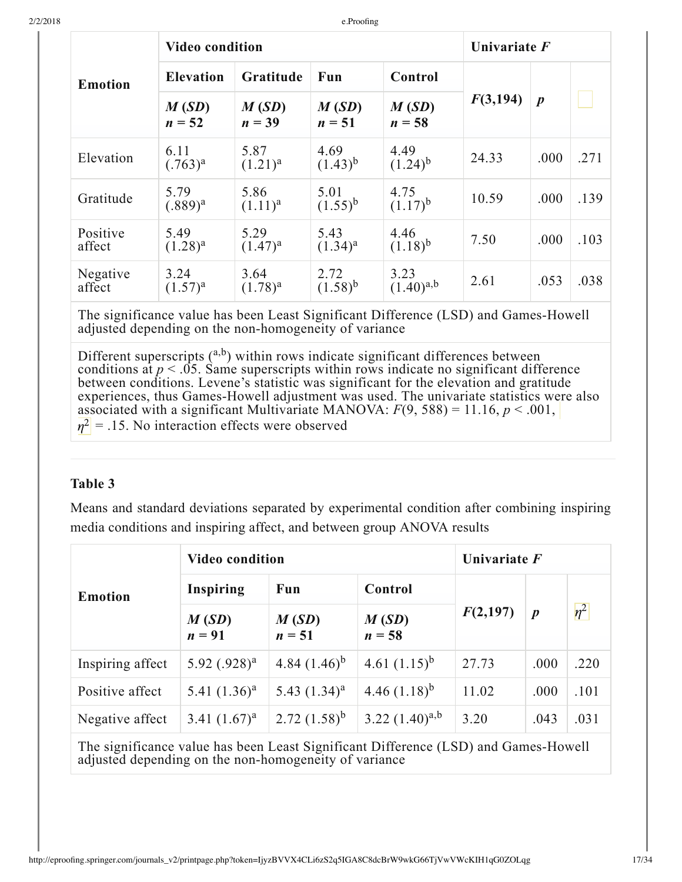| Emotion | Video condition | | | | Univariate *F* | | |
|---|---|---|---|---|---|---|---|
| | Elevation | Gratitude | Fun | Control | $F(3,194)$ | *p* | |
| | *M* (*SD*) $n = 52$ | *M* (*SD*) $n = 39$ | *M* (*SD*) $n = 51$ | *M* (*SD*) $n = 58$ | | | |
| Elevation | 6.11 (.763)[a] | 5.87 (1.21)[a] | 4.69 (1.43)[b] | 4.49 (1.24)[b] | 24.33 | .000 | .271 |
| Gratitude | 5.79 (.889)[a] | 5.86 (1.11)[a] | 5.01 (1.55)[b] | 4.75 (1.17)[b] | 10.59 | .000 | .139 |
| Positive affect | 5.49 (1.28)[a] | 5.29 (1.47)[a] | 5.43 (1.34)[a] | 4.46 (1.18)[b] | 7.50 | .000 | .103 |
| Negative affect | 3.24 (1.57)[a] | 3.64 (1.78)[a] | 2.72 (1.58)[b] | 3.23 (1.40)[a,b] | 2.61 | .053 | .038 |

The significance value has been Least Significant Difference (LSD) and Games-Howell adjusted depending on the non-homogeneity of variance

Different superscripts ([a,b]) within rows indicate significant differences between conditions at $p < .05$. Same superscripts within rows indicate no significant difference between conditions. Levene's statistic was significant for the elevation and gratitude experiences, thus Games-Howell adjustment was used. The univariate statistics were also associated with a significant Multivariate MANOVA: $F(9, 588) = 11.16$, $p < .001$, $\eta^2 = .15$. No interaction effects were observed

### Table 3

Means and standard deviations separated by experimental condition after combining inspiring media conditions and inspiring affect, and between group ANOVA results

| Emotion | Video condition | | | Univariate *F* | | |
|---|---|---|---|---|---|---|
| | Inspiring | Fun | Control | $F(2,197)$ | *p* | $\eta^2$ |
| | *M* (*SD*) $n = 91$ | *M* (*SD*) $n = 51$ | *M* (*SD*) $n = 58$ | | | |
| Inspiring affect | 5.92 (.928)[a] | 4.84 (1.46)[b] | 4.61 (1.15)[b] | 27.73 | .000 | .220 |
| Positive affect | 5.41 (1.36)[a] | 5.43 (1.34)[a] | 4.46 (1.18)[b] | 11.02 | .000 | .101 |
| Negative affect | 3.41 (1.67)[a] | 2.72 (1.58)[b] | 3.22 (1.40)[a,b] | 3.20 | .043 | .031 |

The significance value has been Least Significant Difference (LSD) and Games-Howell adjusted depending on the non-homogeneity of variance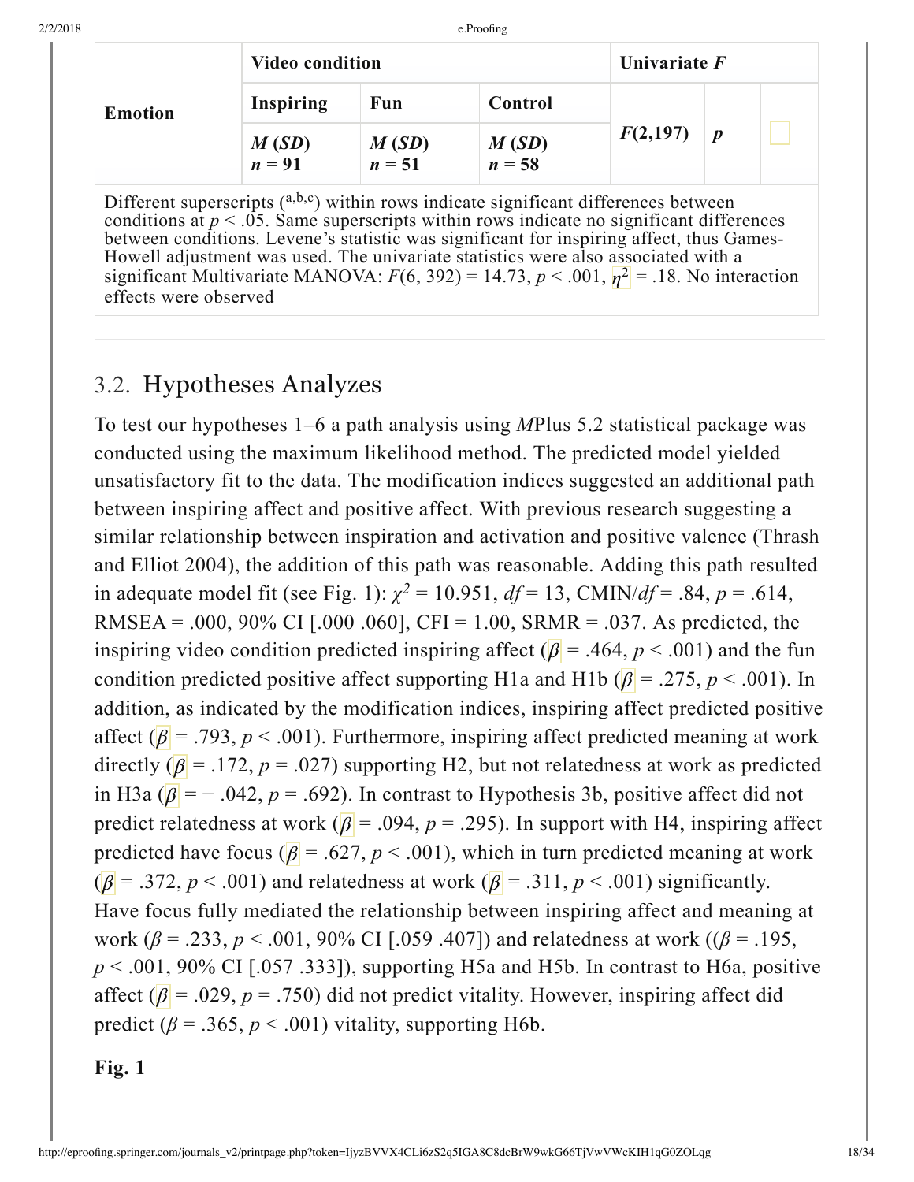| Emotion | Video condition | | | Univariate $F$ | | |
|---|---|---|---|---|---|---|
| | Inspiring | Fun | Control | $F$(2,197) | $p$ | |
| | $M$ ($SD$) $n$ = 91 | $M$ ($SD$) $n$ = 51 | $M$ ($SD$) $n$ = 58 | | | |

Different superscripts ([a,b,c]) within rows indicate significant differences between conditions at $p < .05$. Same superscripts within rows indicate no significant differences between conditions. Levene's statistic was significant for inspiring affect, thus Games-Howell adjustment was used. The univariate statistics were also associated with a significant Multivariate MANOVA: $F(6, 392) = 14.73$, $p < .001$, $\eta^2 = .18$. No interaction effects were observed

## 3.2. Hypotheses Analyzes

To test our hypotheses 1–6 a path analysis using *M*Plus 5.2 statistical package was conducted using the maximum likelihood method. The predicted model yielded unsatisfactory fit to the data. The modification indices suggested an additional path between inspiring affect and positive affect. With previous research suggesting a similar relationship between inspiration and activation and positive valence (Thrash and Elliot 2004), the addition of this path was reasonable. Adding this path resulted in adequate model fit (see Fig. 1): $\chi^2 = 10.951$, $df = 13$, CMIN/$df$ = .84, $p = .614$, RMSEA = .000, 90% CI [.000 .060], CFI = 1.00, SRMR = .037. As predicted, the inspiring video condition predicted inspiring affect ($\beta = .464$, $p < .001$) and the fun condition predicted positive affect supporting H1a and H1b ($\beta = .275$, $p < .001$). In addition, as indicated by the modification indices, inspiring affect predicted positive affect ($\beta = .793$, $p < .001$). Furthermore, inspiring affect predicted meaning at work directly ($\beta = .172$, $p = .027$) supporting H2, but not relatedness at work as predicted in H3a ($\beta = -.042$, $p = .692$). In contrast to Hypothesis 3b, positive affect did not predict relatedness at work ($\beta = .094$, $p = .295$). In support with H4, inspiring affect predicted have focus ($\beta = .627$, $p < .001$), which in turn predicted meaning at work ($\beta = .372$, $p < .001$) and relatedness at work ($\beta = .311$, $p < .001$) significantly. Have focus fully mediated the relationship between inspiring affect and meaning at work ($\beta = .233$, $p < .001$, 90% CI [.059 .407]) and relatedness at work (($\beta = .195$, $p < .001$, 90% CI [.057 .333]), supporting H5a and H5b. In contrast to H6a, positive affect ($\beta = .029$, $p = .750$) did not predict vitality. However, inspiring affect did predict ($\beta = .365$, $p < .001$) vitality, supporting H6b.

**Fig. 1**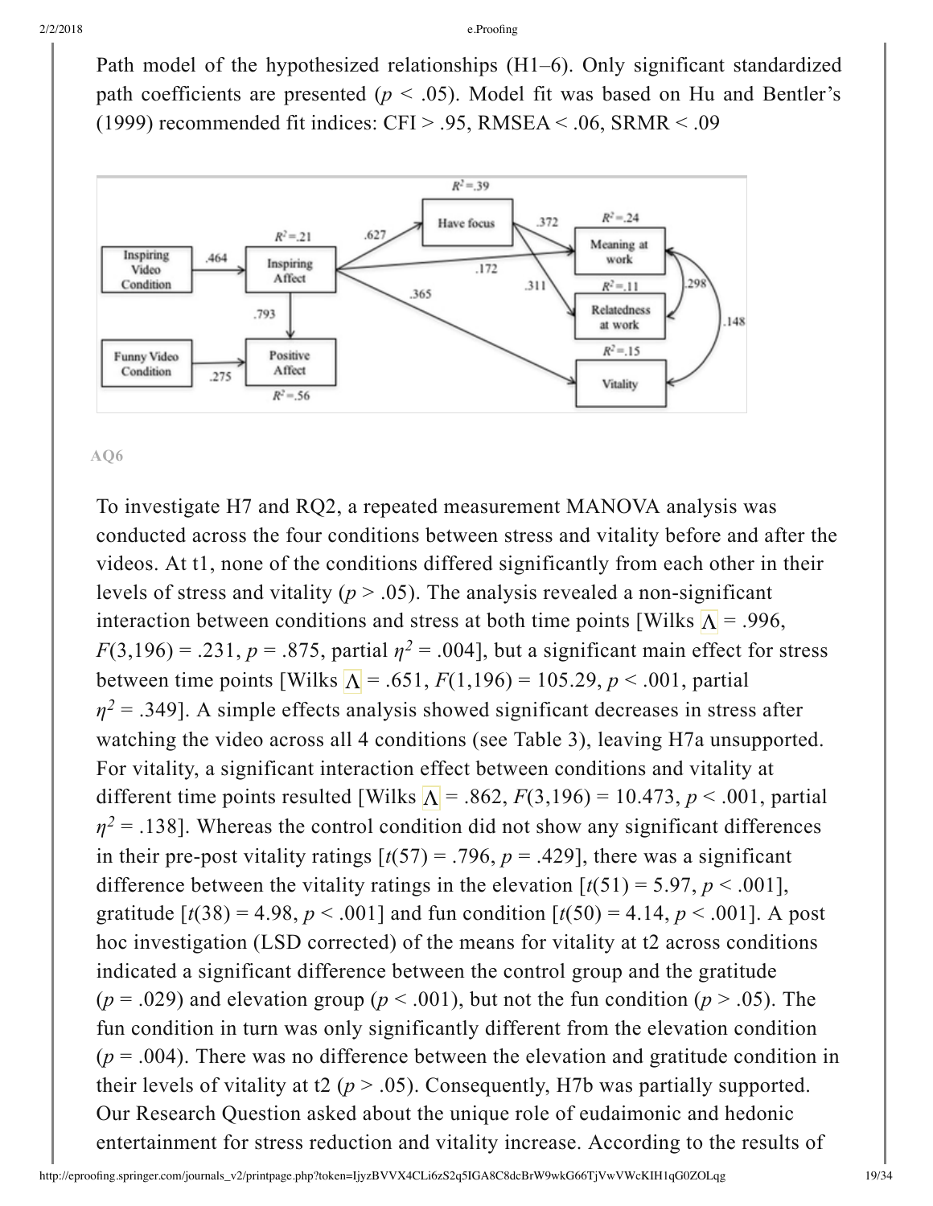Path model of the hypothesized relationships (H1–6). Only significant standardized path coefficients are presented ($p$ < .05). Model fit was based on Hu and Bentler's (1999) recommended fit indices: CFI > .95, RMSEA < .06, SRMR < .09

AQ6

To investigate H7 and RQ2, a repeated measurement MANOVA analysis was conducted across the four conditions between stress and vitality before and after the videos. At t1, none of the conditions differed significantly from each other in their levels of stress and vitality ($p$ > .05). The analysis revealed a non-significant interaction between conditions and stress at both time points [Wilks $\Lambda$ = .996, $F$(3,196) = .231, $p$ = .875, partial $\eta^2$ = .004], but a significant main effect for stress between time points [Wilks $\Lambda$ = .651, $F$(1,196) = 105.29, $p$ < .001, partial $\eta^2$ = .349]. A simple effects analysis showed significant decreases in stress after watching the video across all 4 conditions (see Table 3), leaving H7a unsupported. For vitality, a significant interaction effect between conditions and vitality at different time points resulted [Wilks $\Lambda$ = .862, $F$(3,196) = 10.473, $p$ < .001, partial $\eta^2$ = .138]. Whereas the control condition did not show any significant differences in their pre-post vitality ratings [$t$(57) = .796, $p$ = .429], there was a significant difference between the vitality ratings in the elevation [$t$(51) = 5.97, $p$ < .001], gratitude [$t$(38) = 4.98, $p$ < .001] and fun condition [$t$(50) = 4.14, $p$ < .001]. A post hoc investigation (LSD corrected) of the means for vitality at t2 across conditions indicated a significant difference between the control group and the gratitude ($p$ = .029) and elevation group ($p$ < .001), but not the fun condition ($p$ > .05). The fun condition in turn was only significantly different from the elevation condition ($p$ = .004). There was no difference between the elevation and gratitude condition in their levels of vitality at t2 ($p$ > .05). Consequently, H7b was partially supported. Our Research Question asked about the unique role of eudaimonic and hedonic entertainment for stress reduction and vitality increase. According to the results of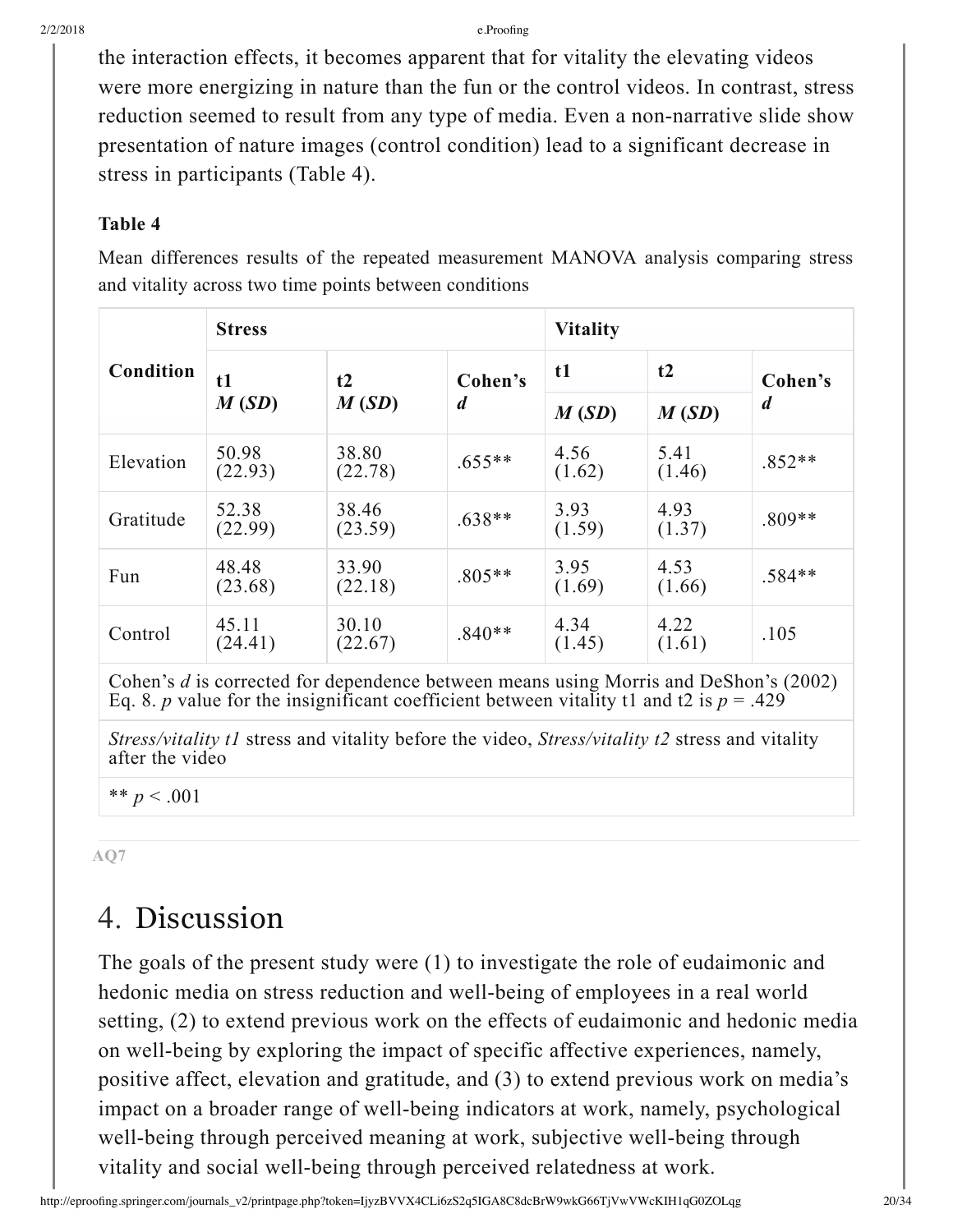the interaction effects, it becomes apparent that for vitality the elevating videos were more energizing in nature than the fun or the control videos. In contrast, stress reduction seemed to result from any type of media. Even a non-narrative slide show presentation of nature images (control condition) lead to a significant decrease in stress in participants (Table 4).

**Table 4**

Mean differences results of the repeated measurement MANOVA analysis comparing stress and vitality across two time points between conditions

| Condition | Stress | | | Vitality | | |
|---|---|---|---|---|---|---|
| | t1 *M* (*SD*) | t2 *M* (*SD*) | Cohen's *d* | t1 *M* (*SD*) | t2 *M* (*SD*) | Cohen's *d* |
| Elevation | 50.98 (22.93) | 38.80 (22.78) | .655** | 4.56 (1.62) | 5.41 (1.46) | .852** |
| Gratitude | 52.38 (22.99) | 38.46 (23.59) | .638** | 3.93 (1.59) | 4.93 (1.37) | .809** |
| Fun | 48.48 (23.68) | 33.90 (22.18) | .805** | 3.95 (1.69) | 4.53 (1.66) | .584** |
| Control | 45.11 (24.41) | 30.10 (22.67) | .840** | 4.34 (1.45) | 4.22 (1.61) | .105 |

Cohen's *d* is corrected for dependence between means using Morris and DeShon's (2002) Eq. 8. $p$ value for the insignificant coefficient between vitality t1 and t2 is $p = .429$

*Stress/vitality t1* stress and vitality before the video, *Stress/vitality t2* stress and vitality after the video

** $p < .001$

AQ7

# 4. Discussion

The goals of the present study were (1) to investigate the role of eudaimonic and hedonic media on stress reduction and well-being of employees in a real world setting, (2) to extend previous work on the effects of eudaimonic and hedonic media on well-being by exploring the impact of specific affective experiences, namely, positive affect, elevation and gratitude, and (3) to extend previous work on media's impact on a broader range of well-being indicators at work, namely, psychological well-being through perceived meaning at work, subjective well-being through vitality and social well-being through perceived relatedness at work.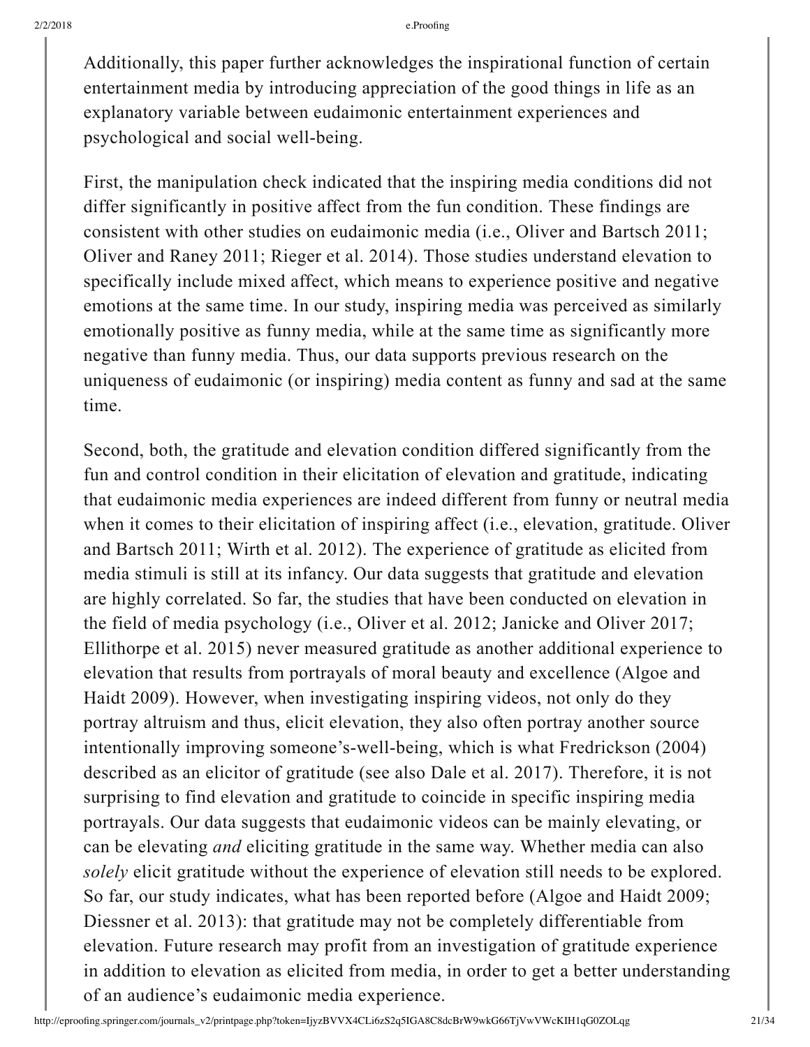Additionally, this paper further acknowledges the inspirational function of certain entertainment media by introducing appreciation of the good things in life as an explanatory variable between eudaimonic entertainment experiences and psychological and social well-being.

First, the manipulation check indicated that the inspiring media conditions did not differ significantly in positive affect from the fun condition. These findings are consistent with other studies on eudaimonic media (i.e., Oliver and Bartsch 2011; Oliver and Raney 2011; Rieger et al. 2014). Those studies understand elevation to specifically include mixed affect, which means to experience positive and negative emotions at the same time. In our study, inspiring media was perceived as similarly emotionally positive as funny media, while at the same time as significantly more negative than funny media. Thus, our data supports previous research on the uniqueness of eudaimonic (or inspiring) media content as funny and sad at the same time.

Second, both, the gratitude and elevation condition differed significantly from the fun and control condition in their elicitation of elevation and gratitude, indicating that eudaimonic media experiences are indeed different from funny or neutral media when it comes to their elicitation of inspiring affect (i.e., elevation, gratitude. Oliver and Bartsch 2011; Wirth et al. 2012). The experience of gratitude as elicited from media stimuli is still at its infancy. Our data suggests that gratitude and elevation are highly correlated. So far, the studies that have been conducted on elevation in the field of media psychology (i.e., Oliver et al. 2012; Janicke and Oliver 2017; Ellithorpe et al. 2015) never measured gratitude as another additional experience to elevation that results from portrayals of moral beauty and excellence (Algoe and Haidt 2009). However, when investigating inspiring videos, not only do they portray altruism and thus, elicit elevation, they also often portray another source intentionally improving someone's-well-being, which is what Fredrickson (2004) described as an elicitor of gratitude (see also Dale et al. 2017). Therefore, it is not surprising to find elevation and gratitude to coincide in specific inspiring media portrayals. Our data suggests that eudaimonic videos can be mainly elevating, or can be elevating *and* eliciting gratitude in the same way. Whether media can also *solely* elicit gratitude without the experience of elevation still needs to be explored. So far, our study indicates, what has been reported before (Algoe and Haidt 2009; Diessner et al. 2013): that gratitude may not be completely differentiable from elevation. Future research may profit from an investigation of gratitude experience in addition to elevation as elicited from media, in order to get a better understanding of an audience's eudaimonic media experience.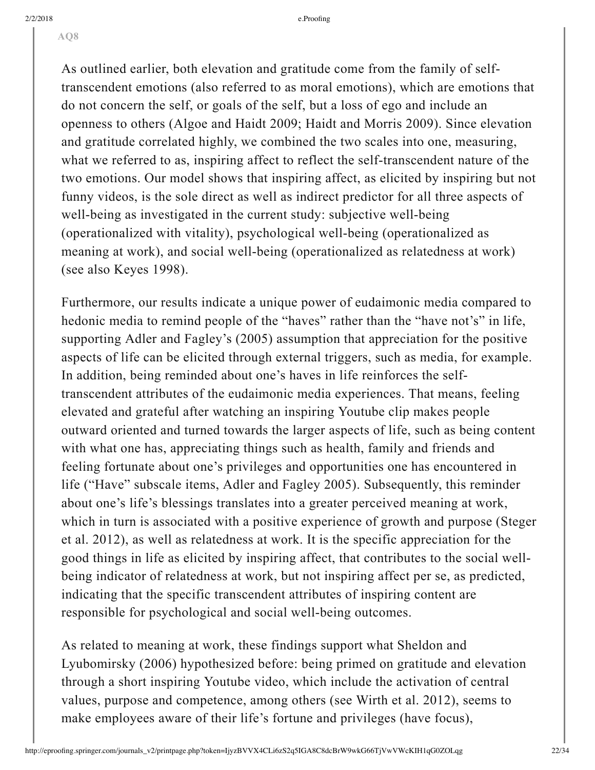AQ8

As outlined earlier, both elevation and gratitude come from the family of self-transcendent emotions (also referred to as moral emotions), which are emotions that do not concern the self, or goals of the self, but a loss of ego and include an openness to others (Algoe and Haidt 2009; Haidt and Morris 2009). Since elevation and gratitude correlated highly, we combined the two scales into one, measuring, what we referred to as, inspiring affect to reflect the self-transcendent nature of the two emotions. Our model shows that inspiring affect, as elicited by inspiring but not funny videos, is the sole direct as well as indirect predictor for all three aspects of well-being as investigated in the current study: subjective well-being (operationalized with vitality), psychological well-being (operationalized as meaning at work), and social well-being (operationalized as relatedness at work) (see also Keyes 1998).

Furthermore, our results indicate a unique power of eudaimonic media compared to hedonic media to remind people of the "haves" rather than the "have not's" in life, supporting Adler and Fagley's (2005) assumption that appreciation for the positive aspects of life can be elicited through external triggers, such as media, for example. In addition, being reminded about one's haves in life reinforces the self-transcendent attributes of the eudaimonic media experiences. That means, feeling elevated and grateful after watching an inspiring Youtube clip makes people outward oriented and turned towards the larger aspects of life, such as being content with what one has, appreciating things such as health, family and friends and feeling fortunate about one's privileges and opportunities one has encountered in life ("Have" subscale items, Adler and Fagley 2005). Subsequently, this reminder about one's life's blessings translates into a greater perceived meaning at work, which in turn is associated with a positive experience of growth and purpose (Steger et al. 2012), as well as relatedness at work. It is the specific appreciation for the good things in life as elicited by inspiring affect, that contributes to the social well-being indicator of relatedness at work, but not inspiring affect per se, as predicted, indicating that the specific transcendent attributes of inspiring content are responsible for psychological and social well-being outcomes.

As related to meaning at work, these findings support what Sheldon and Lyubomirsky (2006) hypothesized before: being primed on gratitude and elevation through a short inspiring Youtube video, which include the activation of central values, purpose and competence, among others (see Wirth et al. 2012), seems to make employees aware of their life's fortune and privileges (have focus),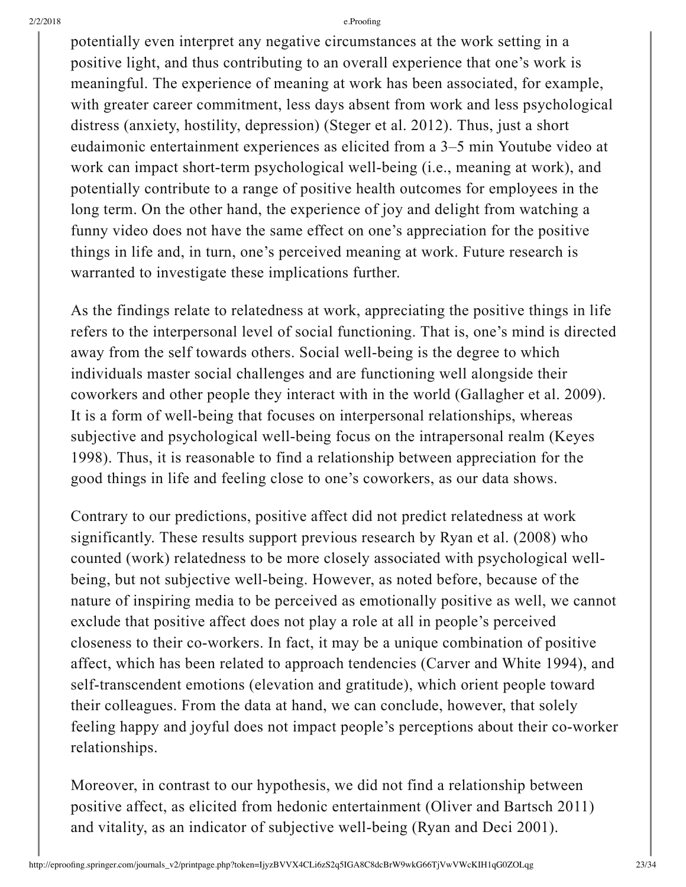potentially even interpret any negative circumstances at the work setting in a positive light, and thus contributing to an overall experience that one's work is meaningful. The experience of meaning at work has been associated, for example, with greater career commitment, less days absent from work and less psychological distress (anxiety, hostility, depression) (Steger et al. 2012). Thus, just a short eudaimonic entertainment experiences as elicited from a 3–5 min Youtube video at work can impact short-term psychological well-being (i.e., meaning at work), and potentially contribute to a range of positive health outcomes for employees in the long term. On the other hand, the experience of joy and delight from watching a funny video does not have the same effect on one's appreciation for the positive things in life and, in turn, one's perceived meaning at work. Future research is warranted to investigate these implications further.

As the findings relate to relatedness at work, appreciating the positive things in life refers to the interpersonal level of social functioning. That is, one's mind is directed away from the self towards others. Social well-being is the degree to which individuals master social challenges and are functioning well alongside their coworkers and other people they interact with in the world (Gallagher et al. 2009). It is a form of well-being that focuses on interpersonal relationships, whereas subjective and psychological well-being focus on the intrapersonal realm (Keyes 1998). Thus, it is reasonable to find a relationship between appreciation for the good things in life and feeling close to one's coworkers, as our data shows.

Contrary to our predictions, positive affect did not predict relatedness at work significantly. These results support previous research by Ryan et al. (2008) who counted (work) relatedness to be more closely associated with psychological well-being, but not subjective well-being. However, as noted before, because of the nature of inspiring media to be perceived as emotionally positive as well, we cannot exclude that positive affect does not play a role at all in people's perceived closeness to their co-workers. In fact, it may be a unique combination of positive affect, which has been related to approach tendencies (Carver and White 1994), and self-transcendent emotions (elevation and gratitude), which orient people toward their colleagues. From the data at hand, we can conclude, however, that solely feeling happy and joyful does not impact people's perceptions about their co-worker relationships.

Moreover, in contrast to our hypothesis, we did not find a relationship between positive affect, as elicited from hedonic entertainment (Oliver and Bartsch 2011) and vitality, as an indicator of subjective well-being (Ryan and Deci 2001).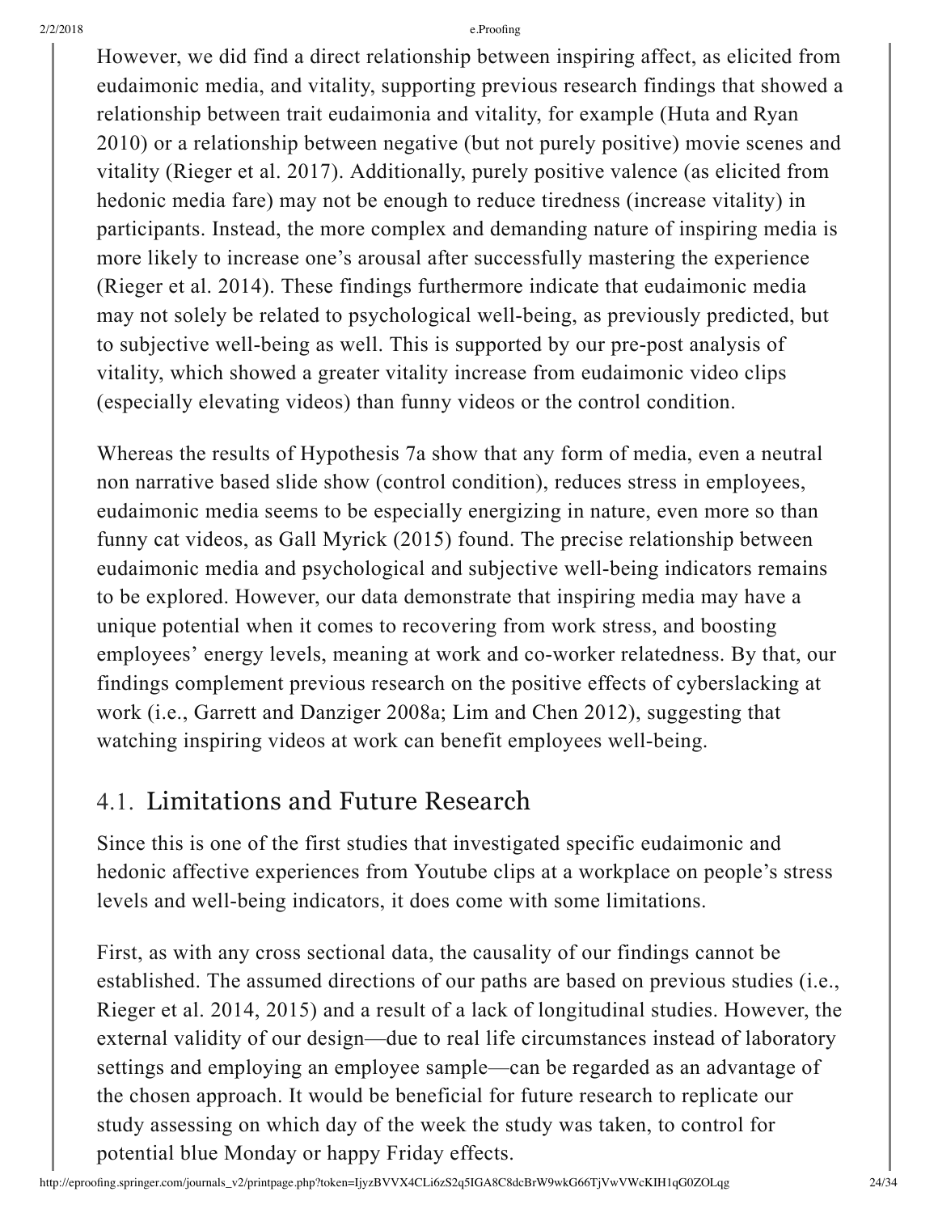However, we did find a direct relationship between inspiring affect, as elicited from eudaimonic media, and vitality, supporting previous research findings that showed a relationship between trait eudaimonia and vitality, for example (Huta and Ryan 2010) or a relationship between negative (but not purely positive) movie scenes and vitality (Rieger et al. 2017). Additionally, purely positive valence (as elicited from hedonic media fare) may not be enough to reduce tiredness (increase vitality) in participants. Instead, the more complex and demanding nature of inspiring media is more likely to increase one's arousal after successfully mastering the experience (Rieger et al. 2014). These findings furthermore indicate that eudaimonic media may not solely be related to psychological well-being, as previously predicted, but to subjective well-being as well. This is supported by our pre-post analysis of vitality, which showed a greater vitality increase from eudaimonic video clips (especially elevating videos) than funny videos or the control condition.

Whereas the results of Hypothesis 7a show that any form of media, even a neutral non narrative based slide show (control condition), reduces stress in employees, eudaimonic media seems to be especially energizing in nature, even more so than funny cat videos, as Gall Myrick (2015) found. The precise relationship between eudaimonic media and psychological and subjective well-being indicators remains to be explored. However, our data demonstrate that inspiring media may have a unique potential when it comes to recovering from work stress, and boosting employees' energy levels, meaning at work and co-worker relatedness. By that, our findings complement previous research on the positive effects of cyberslacking at work (i.e., Garrett and Danziger 2008a; Lim and Chen 2012), suggesting that watching inspiring videos at work can benefit employees well-being.

## 4.1. Limitations and Future Research

Since this is one of the first studies that investigated specific eudaimonic and hedonic affective experiences from Youtube clips at a workplace on people's stress levels and well-being indicators, it does come with some limitations.

First, as with any cross sectional data, the causality of our findings cannot be established. The assumed directions of our paths are based on previous studies (i.e., Rieger et al. 2014, 2015) and a result of a lack of longitudinal studies. However, the external validity of our design—due to real life circumstances instead of laboratory settings and employing an employee sample—can be regarded as an advantage of the chosen approach. It would be beneficial for future research to replicate our study assessing on which day of the week the study was taken, to control for potential blue Monday or happy Friday effects.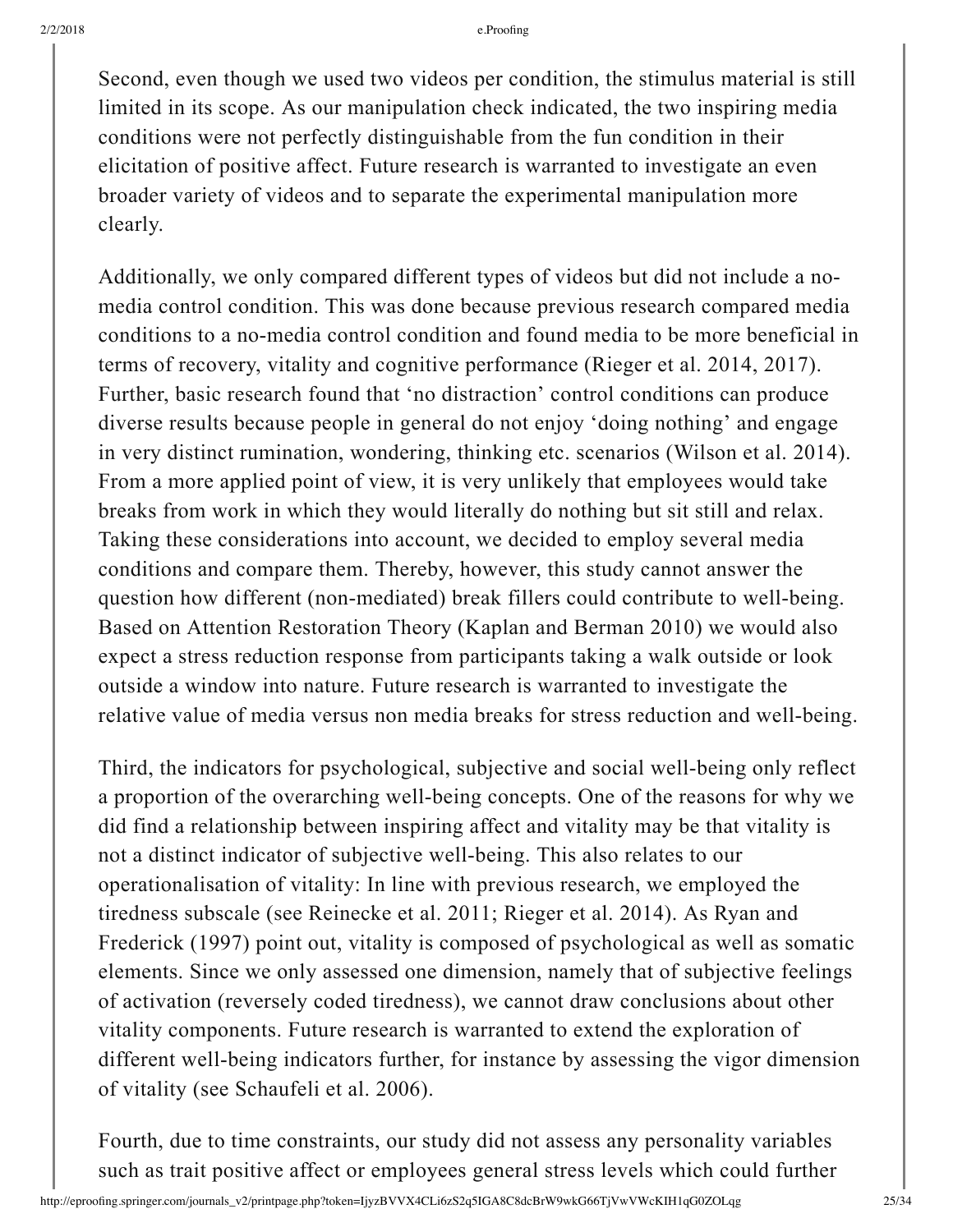Second, even though we used two videos per condition, the stimulus material is still limited in its scope. As our manipulation check indicated, the two inspiring media conditions were not perfectly distinguishable from the fun condition in their elicitation of positive affect. Future research is warranted to investigate an even broader variety of videos and to separate the experimental manipulation more clearly.

Additionally, we only compared different types of videos but did not include a no-media control condition. This was done because previous research compared media conditions to a no-media control condition and found media to be more beneficial in terms of recovery, vitality and cognitive performance (Rieger et al. 2014, 2017). Further, basic research found that 'no distraction' control conditions can produce diverse results because people in general do not enjoy 'doing nothing' and engage in very distinct rumination, wondering, thinking etc. scenarios (Wilson et al. 2014). From a more applied point of view, it is very unlikely that employees would take breaks from work in which they would literally do nothing but sit still and relax. Taking these considerations into account, we decided to employ several media conditions and compare them. Thereby, however, this study cannot answer the question how different (non-mediated) break fillers could contribute to well-being. Based on Attention Restoration Theory (Kaplan and Berman 2010) we would also expect a stress reduction response from participants taking a walk outside or look outside a window into nature. Future research is warranted to investigate the relative value of media versus non media breaks for stress reduction and well-being.

Third, the indicators for psychological, subjective and social well-being only reflect a proportion of the overarching well-being concepts. One of the reasons for why we did find a relationship between inspiring affect and vitality may be that vitality is not a distinct indicator of subjective well-being. This also relates to our operationalisation of vitality: In line with previous research, we employed the tiredness subscale (see Reinecke et al. 2011; Rieger et al. 2014). As Ryan and Frederick (1997) point out, vitality is composed of psychological as well as somatic elements. Since we only assessed one dimension, namely that of subjective feelings of activation (reversely coded tiredness), we cannot draw conclusions about other vitality components. Future research is warranted to extend the exploration of different well-being indicators further, for instance by assessing the vigor dimension of vitality (see Schaufeli et al. 2006).

Fourth, due to time constraints, our study did not assess any personality variables such as trait positive affect or employees general stress levels which could further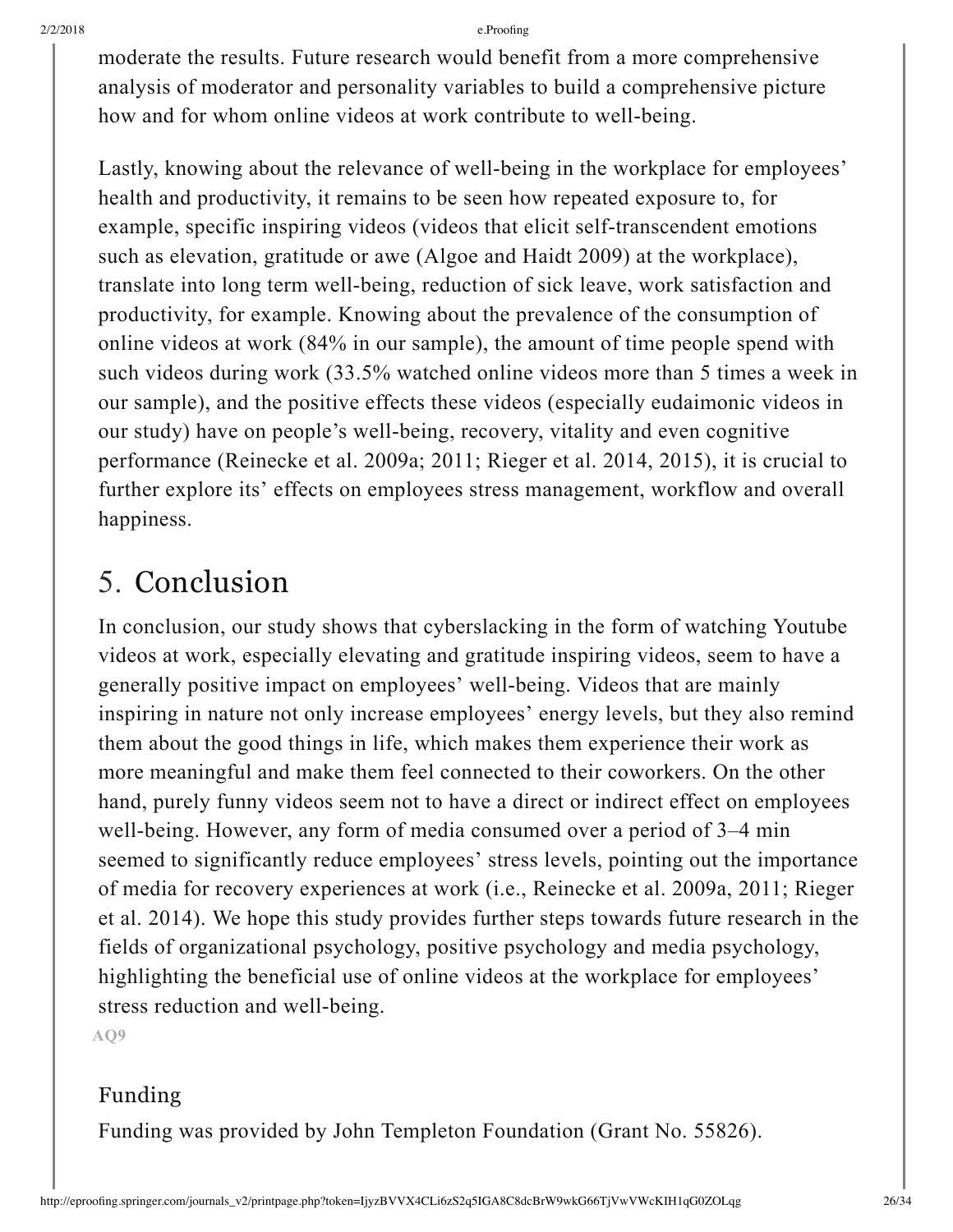moderate the results. Future research would benefit from a more comprehensive analysis of moderator and personality variables to build a comprehensive picture how and for whom online videos at work contribute to well-being.

Lastly, knowing about the relevance of well-being in the workplace for employees' health and productivity, it remains to be seen how repeated exposure to, for example, specific inspiring videos (videos that elicit self-transcendent emotions such as elevation, gratitude or awe (Algoe and Haidt 2009) at the workplace), translate into long term well-being, reduction of sick leave, work satisfaction and productivity, for example. Knowing about the prevalence of the consumption of online videos at work (84% in our sample), the amount of time people spend with such videos during work (33.5% watched online videos more than 5 times a week in our sample), and the positive effects these videos (especially eudaimonic videos in our study) have on people's well-being, recovery, vitality and even cognitive performance (Reinecke et al. 2009a; 2011; Rieger et al. 2014, 2015), it is crucial to further explore its' effects on employees stress management, workflow and overall happiness.

# 5. Conclusion

In conclusion, our study shows that cyberslacking in the form of watching Youtube videos at work, especially elevating and gratitude inspiring videos, seem to have a generally positive impact on employees' well-being. Videos that are mainly inspiring in nature not only increase employees' energy levels, but they also remind them about the good things in life, which makes them experience their work as more meaningful and make them feel connected to their coworkers. On the other hand, purely funny videos seem not to have a direct or indirect effect on employees well-being. However, any form of media consumed over a period of 3–4 min seemed to significantly reduce employees' stress levels, pointing out the importance of media for recovery experiences at work (i.e., Reinecke et al. 2009a, 2011; Rieger et al. 2014). We hope this study provides further steps towards future research in the fields of organizational psychology, positive psychology and media psychology, highlighting the beneficial use of online videos at the workplace for employees' stress reduction and well-being.

AQ9

## Funding

Funding was provided by John Templeton Foundation (Grant No. 55826).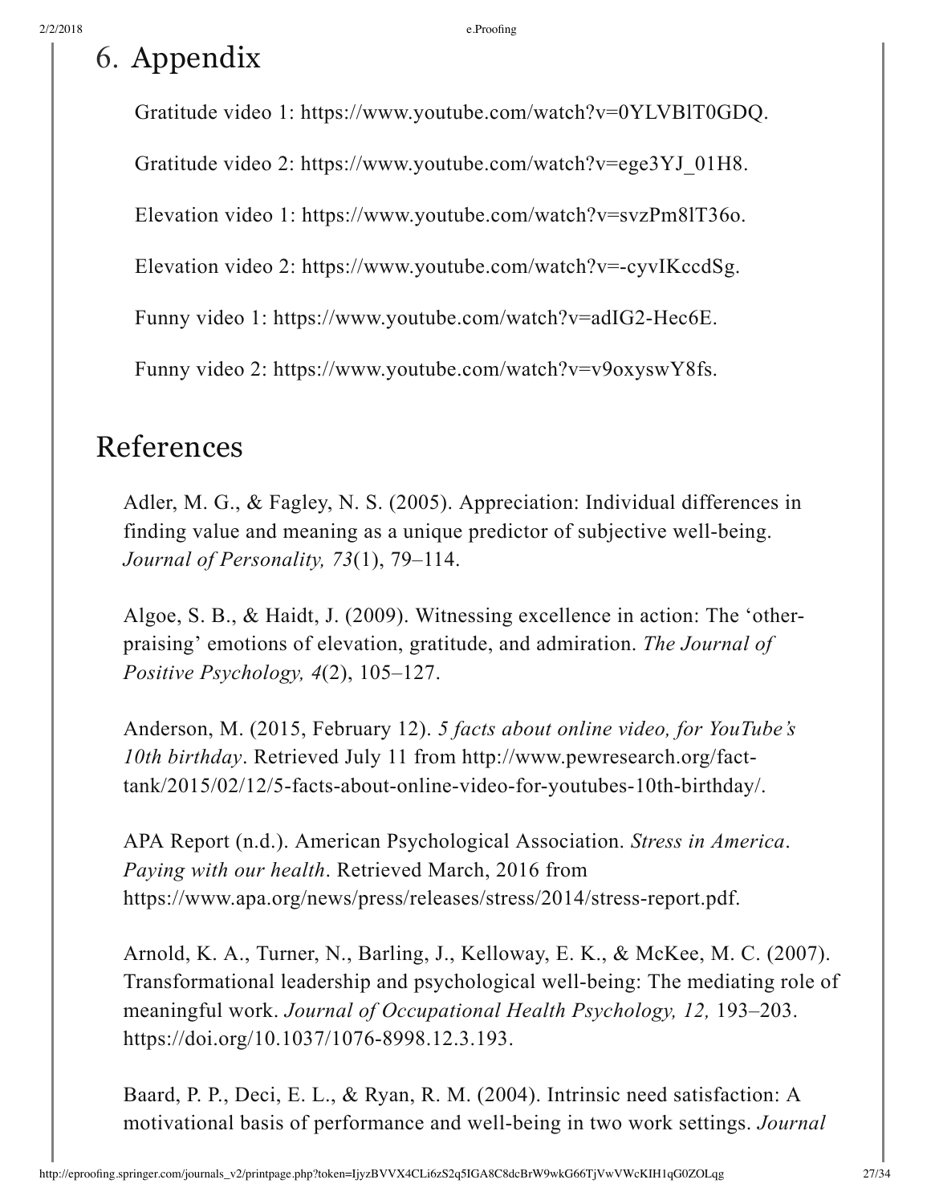# 6. Appendix

Gratitude video 1: https://www.youtube.com/watch?v=0YLVBlT0GDQ.

Gratitude video 2: https://www.youtube.com/watch?v=ege3YJ_01H8.

Elevation video 1: https://www.youtube.com/watch?v=svzPm8lT36o.

Elevation video 2: https://www.youtube.com/watch?v=-cyvIKccdSg.

Funny video 1: https://www.youtube.com/watch?v=adIG2-Hec6E.

Funny video 2: https://www.youtube.com/watch?v=v9oxyswY8fs.

# References

Adler, M. G., & Fagley, N. S. (2005). Appreciation: Individual differences in finding value and meaning as a unique predictor of subjective well-being. *Journal of Personality, 73*(1), 79–114.

Algoe, S. B., & Haidt, J. (2009). Witnessing excellence in action: The 'other-praising' emotions of elevation, gratitude, and admiration. *The Journal of Positive Psychology, 4*(2), 105–127.

Anderson, M. (2015, February 12). *5 facts about online video, for YouTube's 10th birthday*. Retrieved July 11 from http://www.pewresearch.org/fact-tank/2015/02/12/5-facts-about-online-video-for-youtubes-10th-birthday/.

APA Report (n.d.). American Psychological Association. *Stress in America*. *Paying with our health*. Retrieved March, 2016 from https://www.apa.org/news/press/releases/stress/2014/stress-report.pdf.

Arnold, K. A., Turner, N., Barling, J., Kelloway, E. K., & McKee, M. C. (2007). Transformational leadership and psychological well-being: The mediating role of meaningful work. *Journal of Occupational Health Psychology, 12,* 193–203. https://doi.org/10.1037/1076-8998.12.3.193.

Baard, P. P., Deci, E. L., & Ryan, R. M. (2004). Intrinsic need satisfaction: A motivational basis of performance and well-being in two work settings. *Journal*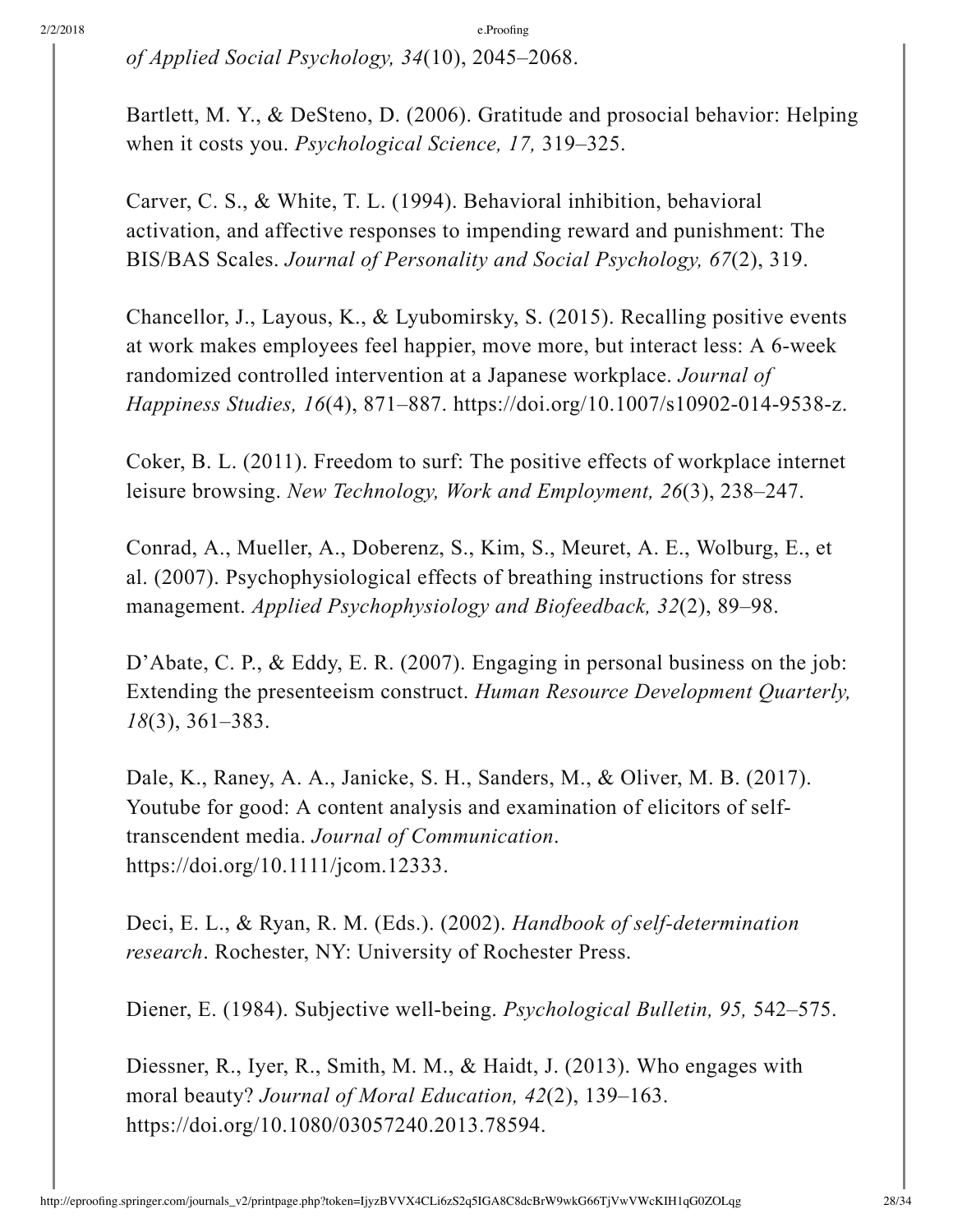*of Applied Social Psychology, 34*(10), 2045–2068.

Bartlett, M. Y., & DeSteno, D. (2006). Gratitude and prosocial behavior: Helping when it costs you. *Psychological Science, 17,* 319–325.

Carver, C. S., & White, T. L. (1994). Behavioral inhibition, behavioral activation, and affective responses to impending reward and punishment: The BIS/BAS Scales. *Journal of Personality and Social Psychology, 67*(2), 319.

Chancellor, J., Layous, K., & Lyubomirsky, S. (2015). Recalling positive events at work makes employees feel happier, move more, but interact less: A 6-week randomized controlled intervention at a Japanese workplace. *Journal of Happiness Studies, 16*(4), 871–887. https://doi.org/10.1007/s10902-014-9538-z.

Coker, B. L. (2011). Freedom to surf: The positive effects of workplace internet leisure browsing. *New Technology, Work and Employment, 26*(3), 238–247.

Conrad, A., Mueller, A., Doberenz, S., Kim, S., Meuret, A. E., Wolburg, E., et al. (2007). Psychophysiological effects of breathing instructions for stress management. *Applied Psychophysiology and Biofeedback, 32*(2), 89–98.

D'Abate, C. P., & Eddy, E. R. (2007). Engaging in personal business on the job: Extending the presenteeism construct. *Human Resource Development Quarterly, 18*(3), 361–383.

Dale, K., Raney, A. A., Janicke, S. H., Sanders, M., & Oliver, M. B. (2017). Youtube for good: A content analysis and examination of elicitors of self-transcendent media. *Journal of Communication*. https://doi.org/10.1111/jcom.12333.

Deci, E. L., & Ryan, R. M. (Eds.). (2002). *Handbook of self-determination research*. Rochester, NY: University of Rochester Press.

Diener, E. (1984). Subjective well-being. *Psychological Bulletin, 95,* 542–575.

Diessner, R., Iyer, R., Smith, M. M., & Haidt, J. (2013). Who engages with moral beauty? *Journal of Moral Education, 42*(2), 139–163. https://doi.org/10.1080/03057240.2013.78594.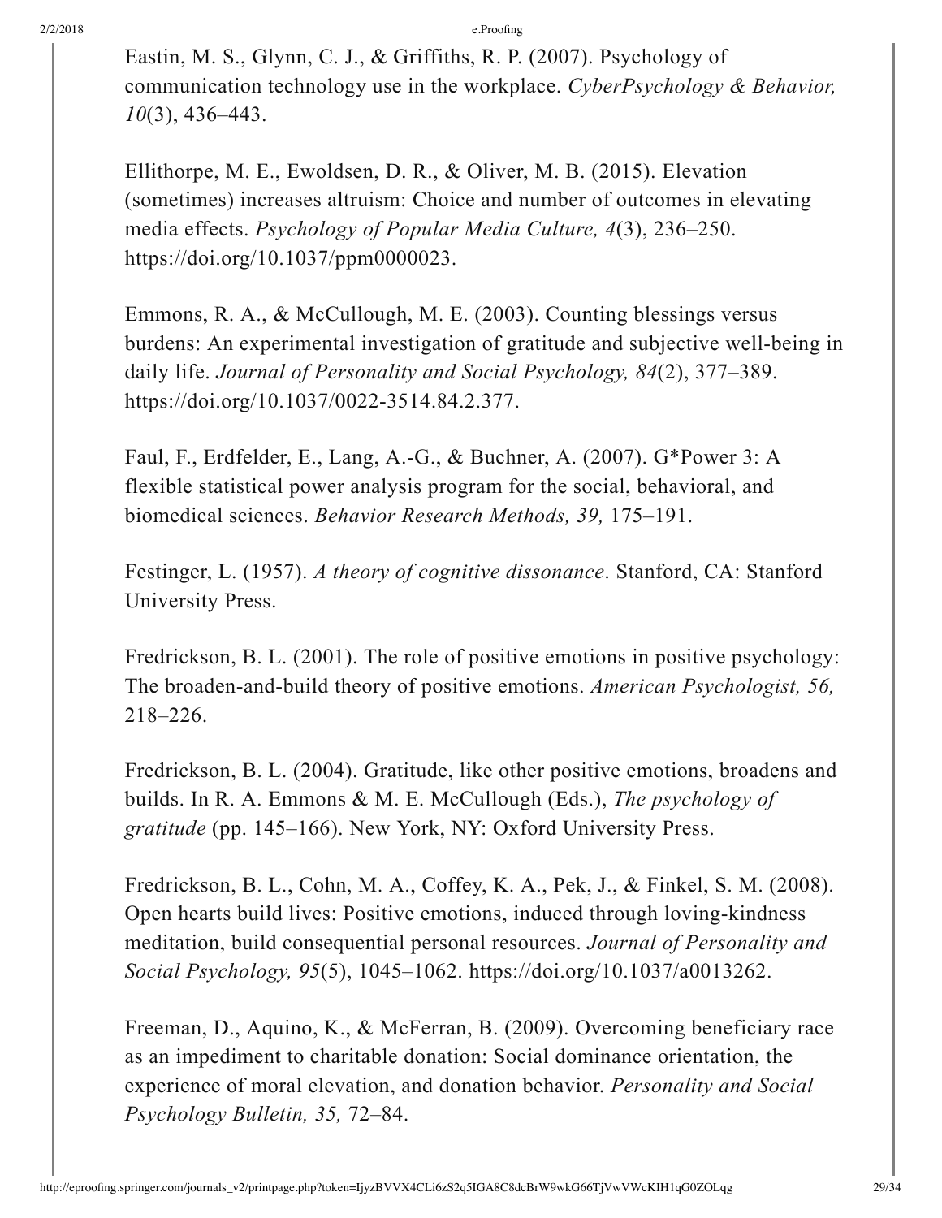Eastin, M. S., Glynn, C. J., & Griffiths, R. P. (2007). Psychology of communication technology use in the workplace. *CyberPsychology & Behavior, 10*(3), 436–443.

Ellithorpe, M. E., Ewoldsen, D. R., & Oliver, M. B. (2015). Elevation (sometimes) increases altruism: Choice and number of outcomes in elevating media effects. *Psychology of Popular Media Culture, 4*(3), 236–250. https://doi.org/10.1037/ppm0000023.

Emmons, R. A., & McCullough, M. E. (2003). Counting blessings versus burdens: An experimental investigation of gratitude and subjective well-being in daily life. *Journal of Personality and Social Psychology, 84*(2), 377–389. https://doi.org/10.1037/0022-3514.84.2.377.

Faul, F., Erdfelder, E., Lang, A.-G., & Buchner, A. (2007). G*Power 3: A flexible statistical power analysis program for the social, behavioral, and biomedical sciences. *Behavior Research Methods, 39,* 175–191.

Festinger, L. (1957). *A theory of cognitive dissonance*. Stanford, CA: Stanford University Press.

Fredrickson, B. L. (2001). The role of positive emotions in positive psychology: The broaden-and-build theory of positive emotions. *American Psychologist, 56,* 218–226.

Fredrickson, B. L. (2004). Gratitude, like other positive emotions, broadens and builds. In R. A. Emmons & M. E. McCullough (Eds.), *The psychology of gratitude* (pp. 145–166). New York, NY: Oxford University Press.

Fredrickson, B. L., Cohn, M. A., Coffey, K. A., Pek, J., & Finkel, S. M. (2008). Open hearts build lives: Positive emotions, induced through loving-kindness meditation, build consequential personal resources. *Journal of Personality and Social Psychology, 95*(5), 1045–1062. https://doi.org/10.1037/a0013262.

Freeman, D., Aquino, K., & McFerran, B. (2009). Overcoming beneficiary race as an impediment to charitable donation: Social dominance orientation, the experience of moral elevation, and donation behavior. *Personality and Social Psychology Bulletin, 35,* 72–84.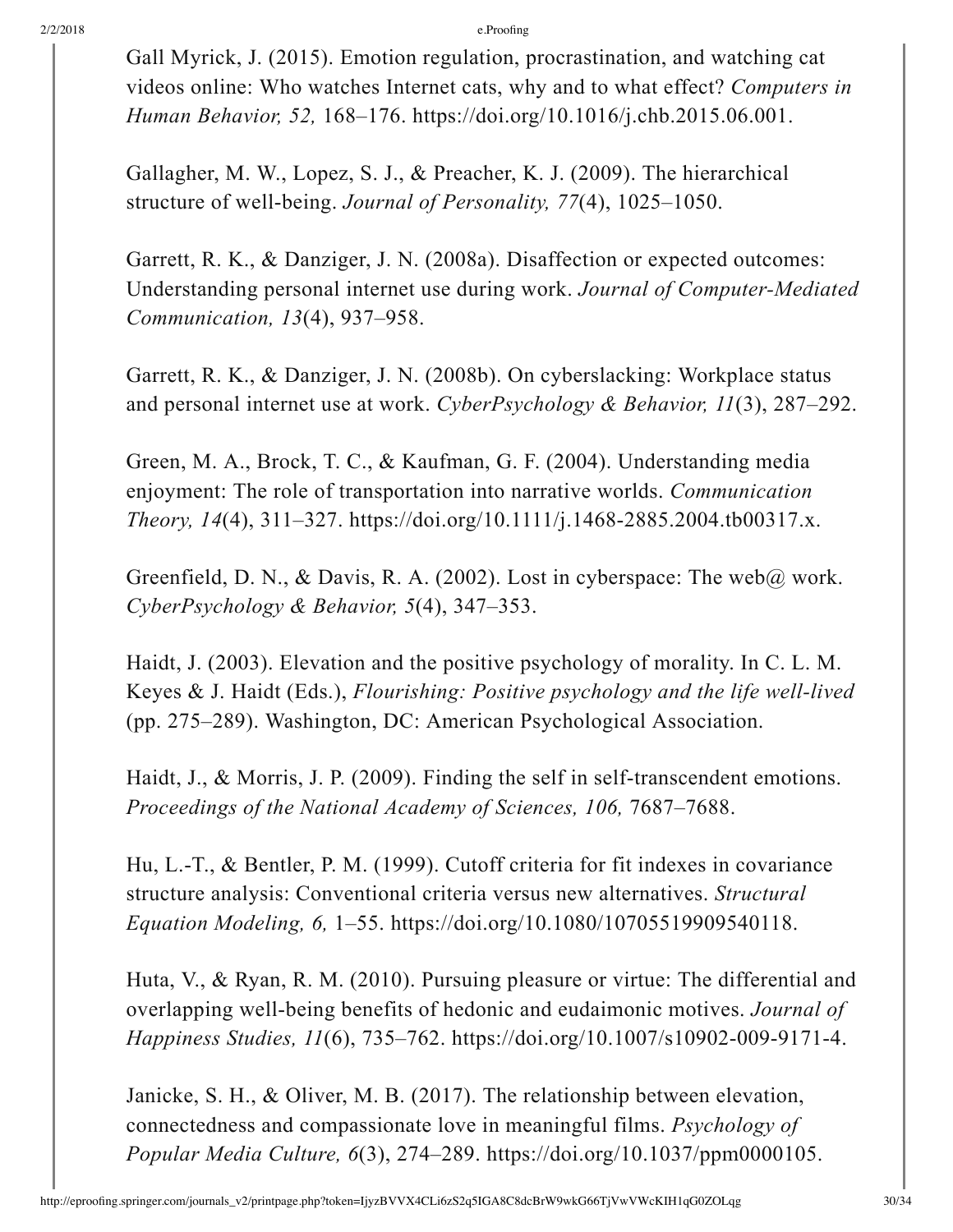Gall Myrick, J. (2015). Emotion regulation, procrastination, and watching cat videos online: Who watches Internet cats, why and to what effect? *Computers in Human Behavior, 52,* 168–176. https://doi.org/10.1016/j.chb.2015.06.001.

Gallagher, M. W., Lopez, S. J., & Preacher, K. J. (2009). The hierarchical structure of well-being. *Journal of Personality, 77*(4), 1025–1050.

Garrett, R. K., & Danziger, J. N. (2008a). Disaffection or expected outcomes: Understanding personal internet use during work. *Journal of Computer-Mediated Communication, 13*(4), 937–958.

Garrett, R. K., & Danziger, J. N. (2008b). On cyberslacking: Workplace status and personal internet use at work. *CyberPsychology & Behavior, 11*(3), 287–292.

Green, M. A., Brock, T. C., & Kaufman, G. F. (2004). Understanding media enjoyment: The role of transportation into narrative worlds. *Communication Theory, 14*(4), 311–327. https://doi.org/10.1111/j.1468-2885.2004.tb00317.x.

Greenfield, D. N., & Davis, R. A. (2002). Lost in cyberspace: The web@ work. *CyberPsychology & Behavior, 5*(4), 347–353.

Haidt, J. (2003). Elevation and the positive psychology of morality. In C. L. M. Keyes & J. Haidt (Eds.), *Flourishing: Positive psychology and the life well-lived* (pp. 275–289). Washington, DC: American Psychological Association.

Haidt, J., & Morris, J. P. (2009). Finding the self in self-transcendent emotions. *Proceedings of the National Academy of Sciences, 106,* 7687–7688.

Hu, L.-T., & Bentler, P. M. (1999). Cutoff criteria for fit indexes in covariance structure analysis: Conventional criteria versus new alternatives. *Structural Equation Modeling, 6,* 1–55. https://doi.org/10.1080/10705519909540118.

Huta, V., & Ryan, R. M. (2010). Pursuing pleasure or virtue: The differential and overlapping well-being benefits of hedonic and eudaimonic motives. *Journal of Happiness Studies, 11*(6), 735–762. https://doi.org/10.1007/s10902-009-9171-4.

Janicke, S. H., & Oliver, M. B. (2017). The relationship between elevation, connectedness and compassionate love in meaningful films. *Psychology of Popular Media Culture, 6*(3), 274–289. https://doi.org/10.1037/ppm0000105.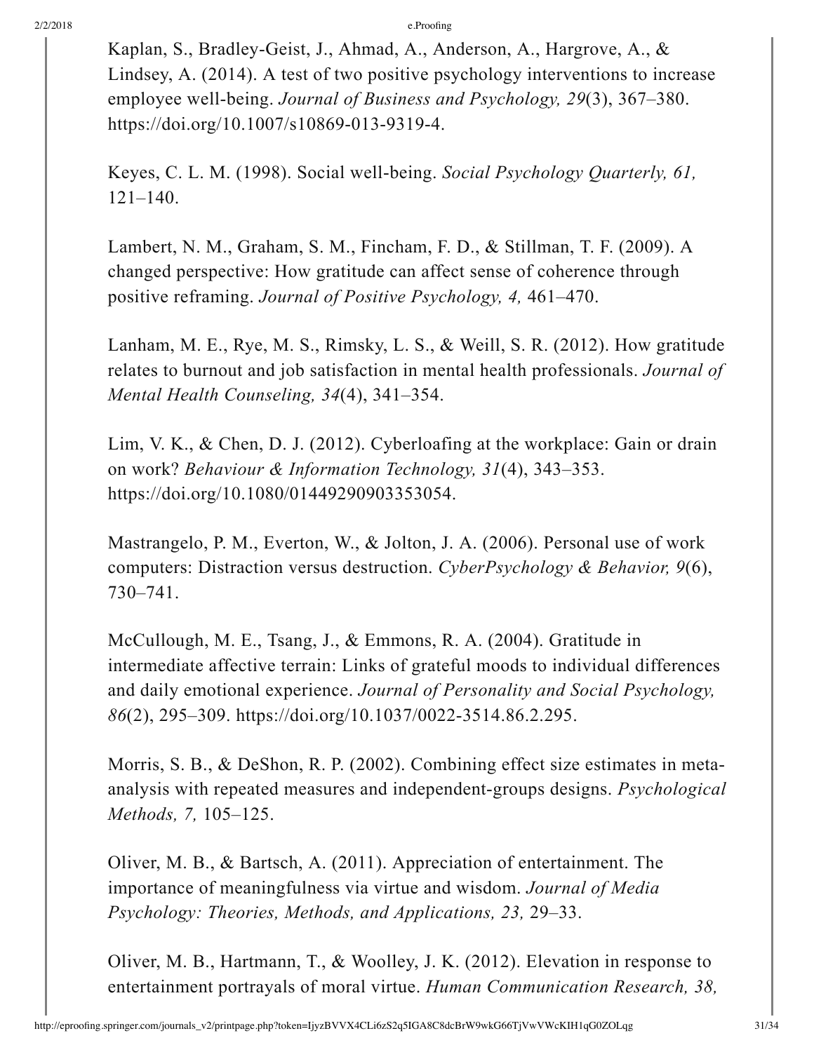Kaplan, S., Bradley-Geist, J., Ahmad, A., Anderson, A., Hargrove, A., & Lindsey, A. (2014). A test of two positive psychology interventions to increase employee well-being. *Journal of Business and Psychology, 29*(3), 367–380. https://doi.org/10.1007/s10869-013-9319-4.

Keyes, C. L. M. (1998). Social well-being. *Social Psychology Quarterly, 61,* 121–140.

Lambert, N. M., Graham, S. M., Fincham, F. D., & Stillman, T. F. (2009). A changed perspective: How gratitude can affect sense of coherence through positive reframing. *Journal of Positive Psychology, 4,* 461–470.

Lanham, M. E., Rye, M. S., Rimsky, L. S., & Weill, S. R. (2012). How gratitude relates to burnout and job satisfaction in mental health professionals. *Journal of Mental Health Counseling, 34*(4), 341–354.

Lim, V. K., & Chen, D. J. (2012). Cyberloafing at the workplace: Gain or drain on work? *Behaviour & Information Technology, 31*(4), 343–353. https://doi.org/10.1080/01449290903353054.

Mastrangelo, P. M., Everton, W., & Jolton, J. A. (2006). Personal use of work computers: Distraction versus destruction. *CyberPsychology & Behavior, 9*(6), 730–741.

McCullough, M. E., Tsang, J., & Emmons, R. A. (2004). Gratitude in intermediate affective terrain: Links of grateful moods to individual differences and daily emotional experience. *Journal of Personality and Social Psychology, 86*(2), 295–309. https://doi.org/10.1037/0022-3514.86.2.295.

Morris, S. B., & DeShon, R. P. (2002). Combining effect size estimates in meta-analysis with repeated measures and independent-groups designs. *Psychological Methods, 7,* 105–125.

Oliver, M. B., & Bartsch, A. (2011). Appreciation of entertainment. The importance of meaningfulness via virtue and wisdom. *Journal of Media Psychology: Theories, Methods, and Applications, 23,* 29–33.

Oliver, M. B., Hartmann, T., & Woolley, J. K. (2012). Elevation in response to entertainment portrayals of moral virtue. *Human Communication Research, 38,*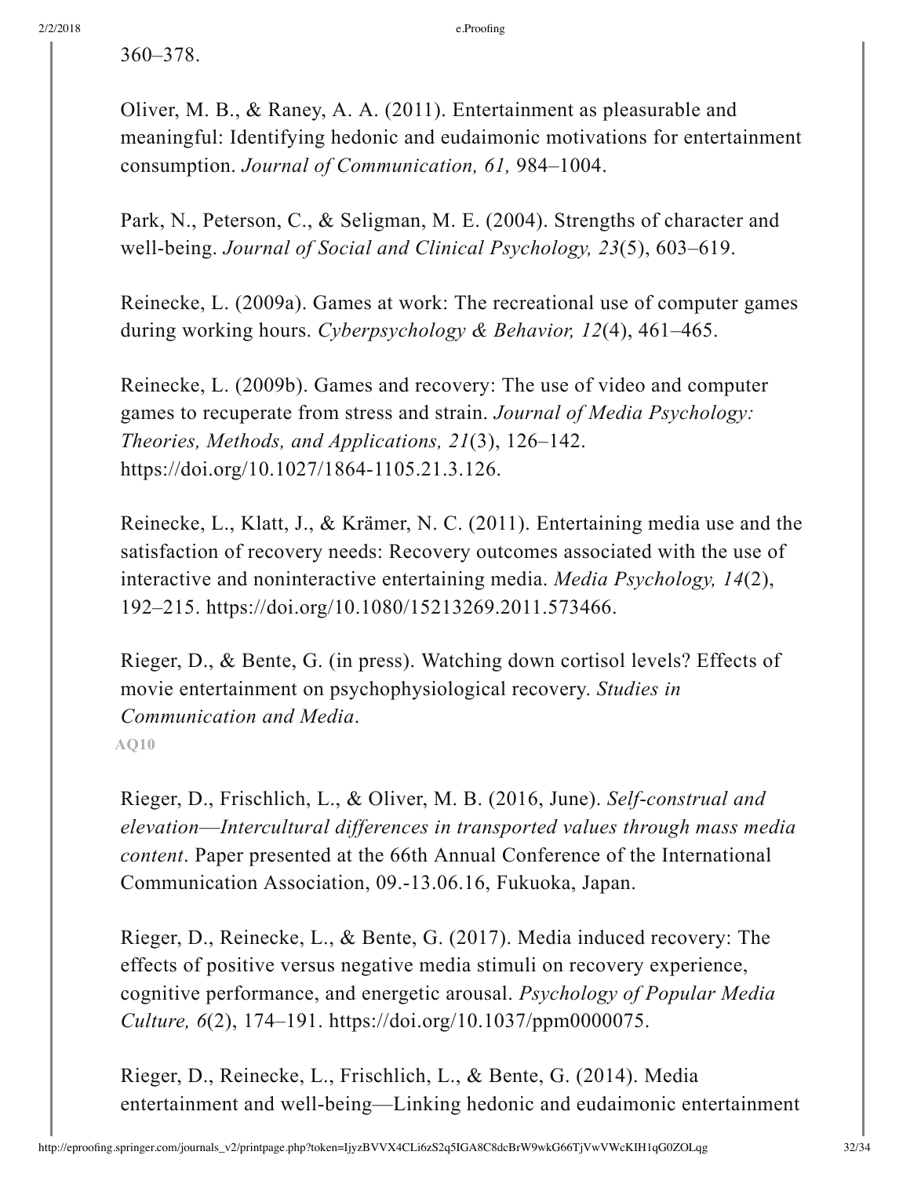360–378.

Oliver, M. B., & Raney, A. A. (2011). Entertainment as pleasurable and meaningful: Identifying hedonic and eudaimonic motivations for entertainment consumption. *Journal of Communication, 61,* 984–1004.

Park, N., Peterson, C., & Seligman, M. E. (2004). Strengths of character and well-being. *Journal of Social and Clinical Psychology, 23*(5), 603–619.

Reinecke, L. (2009a). Games at work: The recreational use of computer games during working hours. *Cyberpsychology & Behavior, 12*(4), 461–465.

Reinecke, L. (2009b). Games and recovery: The use of video and computer games to recuperate from stress and strain. *Journal of Media Psychology: Theories, Methods, and Applications, 21*(3), 126–142. https://doi.org/10.1027/1864-1105.21.3.126.

Reinecke, L., Klatt, J., & Krämer, N. C. (2011). Entertaining media use and the satisfaction of recovery needs: Recovery outcomes associated with the use of interactive and noninteractive entertaining media. *Media Psychology, 14*(2), 192–215. https://doi.org/10.1080/15213269.2011.573466.

Rieger, D., & Bente, G. (in press). Watching down cortisol levels? Effects of movie entertainment on psychophysiological recovery. *Studies in Communication and Media*.

AQ10

Rieger, D., Frischlich, L., & Oliver, M. B. (2016, June). *Self-construal and elevation—Intercultural differences in transported values through mass media content*. Paper presented at the 66th Annual Conference of the International Communication Association, 09.-13.06.16, Fukuoka, Japan.

Rieger, D., Reinecke, L., & Bente, G. (2017). Media induced recovery: The effects of positive versus negative media stimuli on recovery experience, cognitive performance, and energetic arousal. *Psychology of Popular Media Culture, 6*(2), 174–191. https://doi.org/10.1037/ppm0000075.

Rieger, D., Reinecke, L., Frischlich, L., & Bente, G. (2014). Media entertainment and well-being—Linking hedonic and eudaimonic entertainment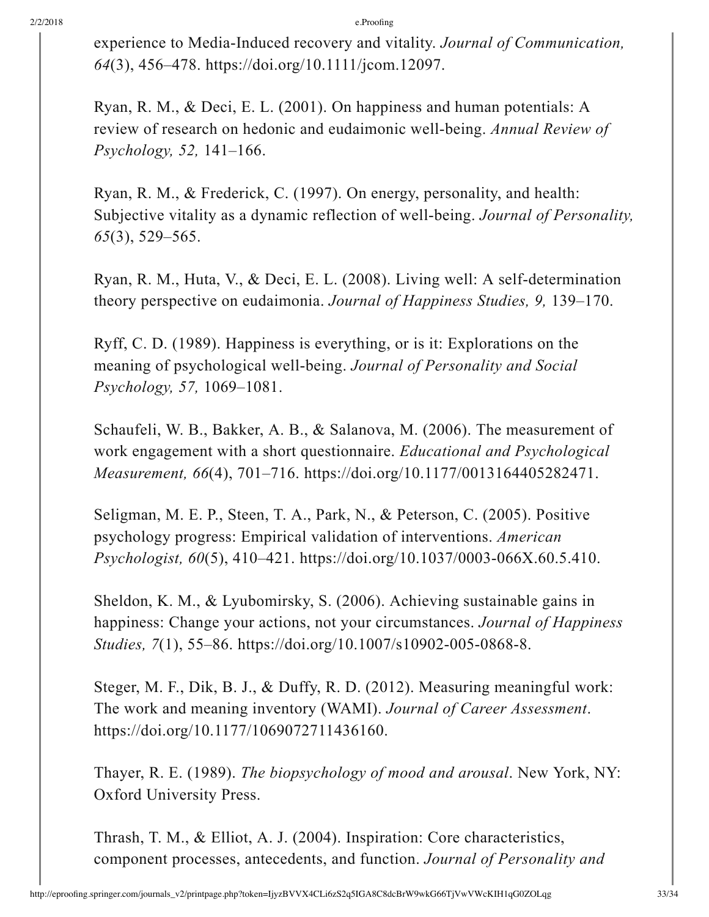experience to Media-Induced recovery and vitality. *Journal of Communication, 64*(3), 456–478. https://doi.org/10.1111/jcom.12097.

Ryan, R. M., & Deci, E. L. (2001). On happiness and human potentials: A review of research on hedonic and eudaimonic well-being. *Annual Review of Psychology, 52,* 141–166.

Ryan, R. M., & Frederick, C. (1997). On energy, personality, and health: Subjective vitality as a dynamic reflection of well-being. *Journal of Personality, 65*(3), 529–565.

Ryan, R. M., Huta, V., & Deci, E. L. (2008). Living well: A self-determination theory perspective on eudaimonia. *Journal of Happiness Studies, 9,* 139–170.

Ryff, C. D. (1989). Happiness is everything, or is it: Explorations on the meaning of psychological well-being. *Journal of Personality and Social Psychology, 57,* 1069–1081.

Schaufeli, W. B., Bakker, A. B., & Salanova, M. (2006). The measurement of work engagement with a short questionnaire. *Educational and Psychological Measurement, 66*(4), 701–716. https://doi.org/10.1177/0013164405282471.

Seligman, M. E. P., Steen, T. A., Park, N., & Peterson, C. (2005). Positive psychology progress: Empirical validation of interventions. *American Psychologist, 60*(5), 410–421. https://doi.org/10.1037/0003-066X.60.5.410.

Sheldon, K. M., & Lyubomirsky, S. (2006). Achieving sustainable gains in happiness: Change your actions, not your circumstances. *Journal of Happiness Studies, 7*(1), 55–86. https://doi.org/10.1007/s10902-005-0868-8.

Steger, M. F., Dik, B. J., & Duffy, R. D. (2012). Measuring meaningful work: The work and meaning inventory (WAMI). *Journal of Career Assessment*. https://doi.org/10.1177/1069072711436160.

Thayer, R. E. (1989). *The biopsychology of mood and arousal*. New York, NY: Oxford University Press.

Thrash, T. M., & Elliot, A. J. (2004). Inspiration: Core characteristics, component processes, antecedents, and function. *Journal of Personality and*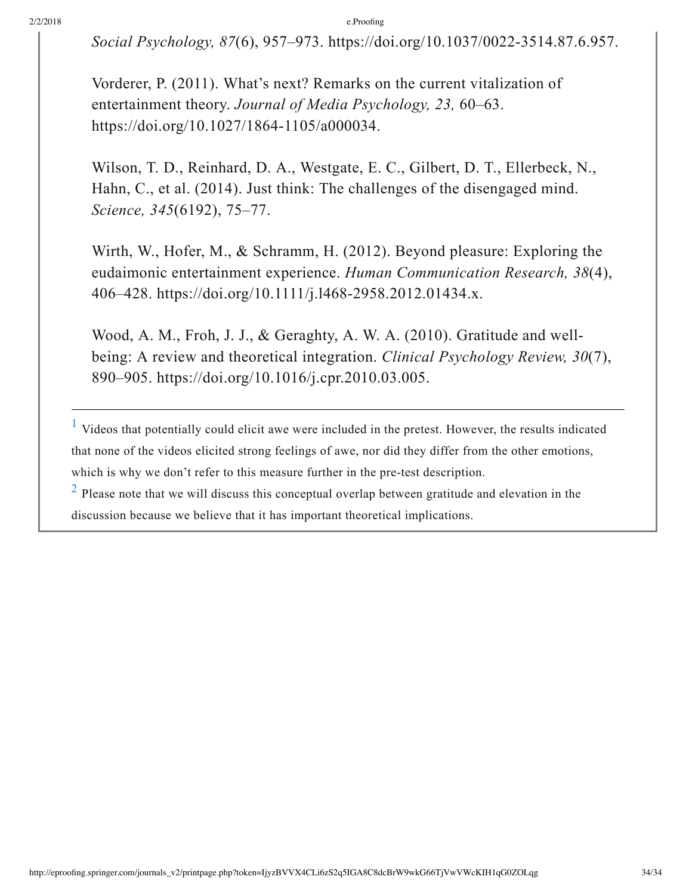*Social Psychology, 87*(6), 957–973. https://doi.org/10.1037/0022-3514.87.6.957.

Vorderer, P. (2011). What's next? Remarks on the current vitalization of entertainment theory. *Journal of Media Psychology, 23,* 60–63. https://doi.org/10.1027/1864-1105/a000034.

Wilson, T. D., Reinhard, D. A., Westgate, E. C., Gilbert, D. T., Ellerbeck, N., Hahn, C., et al. (2014). Just think: The challenges of the disengaged mind. *Science, 345*(6192), 75–77.

Wirth, W., Hofer, M., & Schramm, H. (2012). Beyond pleasure: Exploring the eudaimonic entertainment experience. *Human Communication Research, 38*(4), 406–428. https://doi.org/10.1111/j.l468-2958.2012.01434.x.

Wood, A. M., Froh, J. J., & Geraghty, A. W. A. (2010). Gratitude and well-being: A review and theoretical integration. *Clinical Psychology Review, 30*(7), 890–905. https://doi.org/10.1016/j.cpr.2010.03.005.

---

[1] Videos that potentially could elicit awe were included in the pretest. However, the results indicated that none of the videos elicited strong feelings of awe, nor did they differ from the other emotions, which is why we don't refer to this measure further in the pre-test description.

[2] Please note that we will discuss this conceptual overlap between gratitude and elevation in the discussion because we believe that it has important theoretical implications.